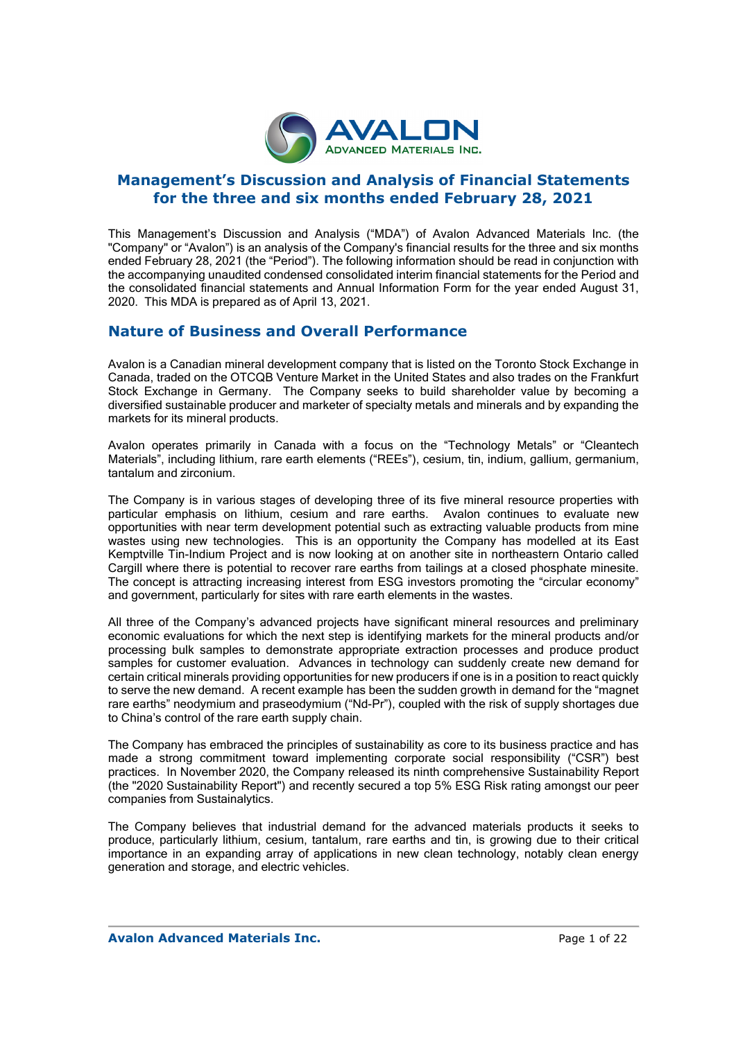# Management's Discussion and Analysis of Financial Statements for the three and six months ended February 28, 2021

This Management's Discussion and Analysis ("MDA") of Avalon Advanced Materials Inc. (the "Company" or "Avalon") is an analysis of the Company's financial results for the three and six months ended February 28, 2021 (the "Period"). The following information should be read in conjunction with the accompanying unaudited condensed consolidated interim financial statements for the Period and the consolidated financial statements and Annual Information Form for the year ended August 31, 2020. This MDA is prepared as of April 13, 2021.

## Nature of Business and Overall Performance

Avalon is a Canadian mineral development company that is listed on the Toronto Stock Exchange in Canada, traded on the OTCQB Venture Market in the United States and also trades on the Frankfurt Stock Exchange in Germany. The Company seeks to build shareholder value by becoming a diversified sustainable producer and marketer of specialty metals and minerals and by expanding the markets for its mineral products.

Avalon operates primarily in Canada with a focus on the "Technology Metals" or "Cleantech Materials", including lithium, rare earth elements ("REEs"), cesium, tin, indium, gallium, germanium, tantalum and zirconium.

The Company is in various stages of developing three of its five mineral resource properties with particular emphasis on lithium, cesium and rare earths. Avalon continues to evaluate new opportunities with near term development potential such as extracting valuable products from mine wastes using new technologies. This is an opportunity the Company has modelled at its East Kemptville Tin-Indium Project and is now looking at on another site in northeastern Ontario called Cargill where there is potential to recover rare earths from tailings at a closed phosphate minesite. The concept is attracting increasing interest from ESG investors promoting the "circular economy" and government, particularly for sites with rare earth elements in the wastes.

All three of the Company's advanced projects have significant mineral resources and preliminary economic evaluations for which the next step is identifying markets for the mineral products and/or processing bulk samples to demonstrate appropriate extraction processes and produce product samples for customer evaluation. Advances in technology can suddenly create new demand for certain critical minerals providing opportunities for new producers if one is in a position to react quickly to serve the new demand. A recent example has been the sudden growth in demand for the "magnet rare earths" neodymium and praseodymium ("Nd-Pr"), coupled with the risk of supply shortages due to China's control of the rare earth supply chain.

The Company has embraced the principles of sustainability as core to its business practice and has made a strong commitment toward implementing corporate social responsibility ("CSR") best practices. In November 2020, the Company released its ninth comprehensive Sustainability Report (the "2020 Sustainability Report") and recently secured a top 5% ESG Risk rating amongst our peer companies from Sustainalytics.

The Company believes that industrial demand for the advanced materials products it seeks to produce, particularly lithium, cesium, tantalum, rare earths and tin, is growing due to their critical importance in an expanding array of applications in new clean technology, notably clean energy generation and storage, and electric vehicles.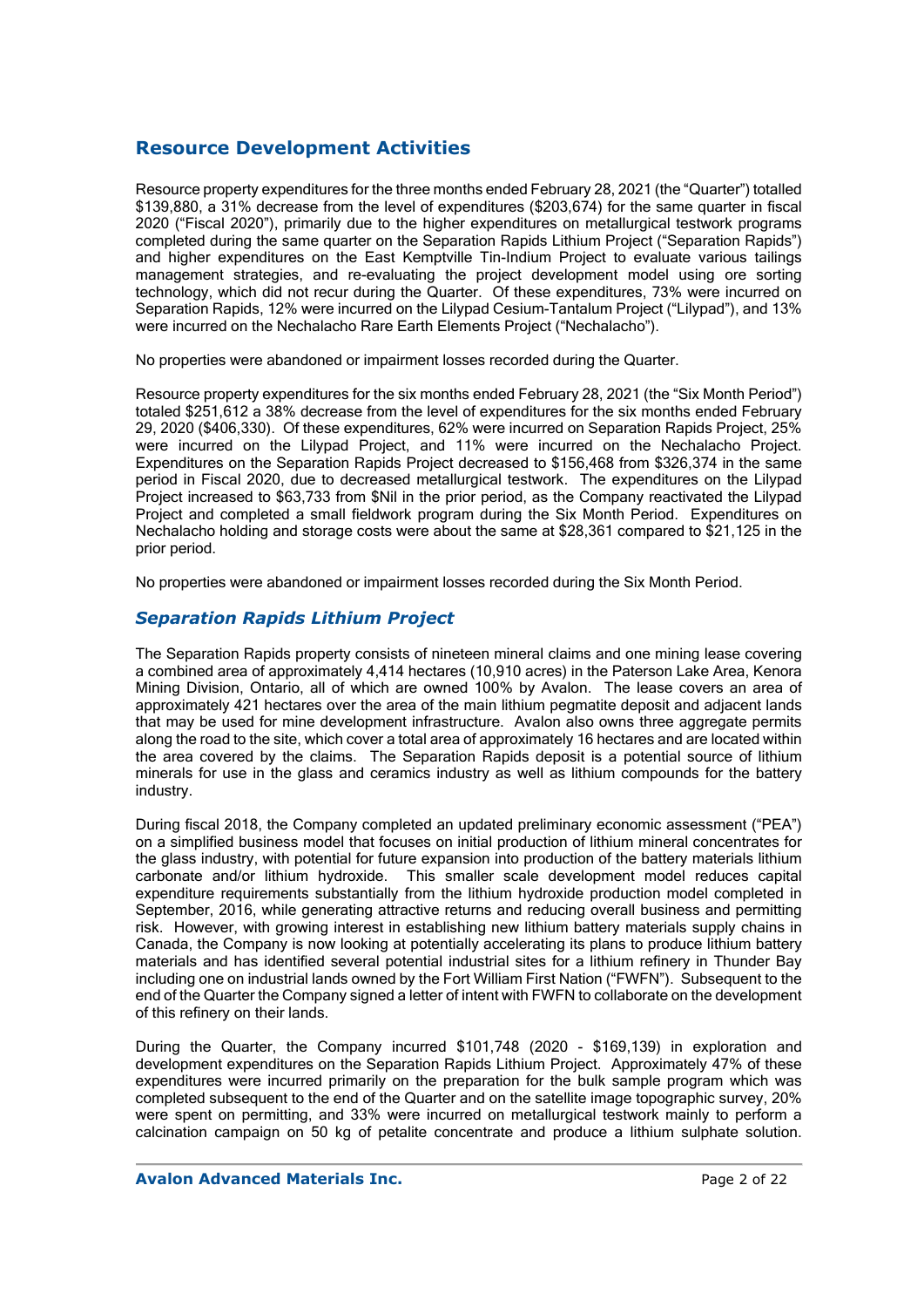## Resource Development Activities

Resource property expenditures for the three months ended February 28, 2021 (the "Quarter") totalled \$139,880, a 31% decrease from the level of expenditures (\$203,674) for the same quarter in fiscal 2020 ("Fiscal 2020"), primarily due to the higher expenditures on metallurgical testwork programs completed during the same quarter on the Separation Rapids Lithium Project ("Separation Rapids") and higher expenditures on the East Kemptville Tin-Indium Project to evaluate various tailings management strategies, and re-evaluating the project development model using ore sorting technology, which did not recur during the Quarter. Of these expenditures, 73% were incurred on Separation Rapids, 12% were incurred on the Lilypad Cesium-Tantalum Project ("Lilypad"), and 13% were incurred on the Nechalacho Rare Earth Elements Project ("Nechalacho").

No properties were abandoned or impairment losses recorded during the Quarter.

Resource property expenditures for the six months ended February 28, 2021 (the "Six Month Period") totaled \$251,612 a 38% decrease from the level of expenditures for the six months ended February 29, 2020 (\$406,330). Of these expenditures, 62% were incurred on Separation Rapids Project, 25% were incurred on the Lilypad Project, and 11% were incurred on the Nechalacho Project. Expenditures on the Separation Rapids Project decreased to \$156,468 from \$326,374 in the same period in Fiscal 2020, due to decreased metallurgical testwork. The expenditures on the Lilypad Project increased to \$63,733 from \$Nil in the prior period, as the Company reactivated the Lilypad Project and completed a small fieldwork program during the Six Month Period. Expenditures on Nechalacho holding and storage costs were about the same at \$28,361 compared to \$21,125 in the prior period.

No properties were abandoned or impairment losses recorded during the Six Month Period.

### *Separation Rapids Lithium Project*

The Separation Rapids property consists of nineteen mineral claims and one mining lease covering a combined area of approximately 4,414 hectares (10,910 acres) in the Paterson Lake Area, Kenora Mining Division, Ontario, all of which are owned 100% by Avalon. The lease covers an area of approximately 421 hectares over the area of the main lithium pegmatite deposit and adjacent lands that may be used for mine development infrastructure. Avalon also owns three aggregate permits along the road to the site, which cover a total area of approximately 16 hectares and are located within the area covered by the claims. The Separation Rapids deposit is a potential source of lithium minerals for use in the glass and ceramics industry as well as lithium compounds for the battery industry.

During fiscal 2018, the Company completed an updated preliminary economic assessment ("PEA") on a simplified business model that focuses on initial production of lithium mineral concentrates for the glass industry, with potential for future expansion into production of the battery materials lithium carbonate and/or lithium hydroxide. This smaller scale development model reduces capital expenditure requirements substantially from the lithium hydroxide production model completed in September, 2016, while generating attractive returns and reducing overall business and permitting risk. However, with growing interest in establishing new lithium battery materials supply chains in Canada, the Company is now looking at potentially accelerating its plans to produce lithium battery materials and has identified several potential industrial sites for a lithium refinery in Thunder Bay including one on industrial lands owned by the Fort William First Nation ("FWFN"). Subsequent to the end of the Quarter the Company signed a letter of intent with FWFN to collaborate on the development of this refinery on their lands.

During the Quarter, the Company incurred \$101,748 (2020 - \$169,139) in exploration and development expenditures on the Separation Rapids Lithium Project. Approximately 47% of these expenditures were incurred primarily on the preparation for the bulk sample program which was completed subsequent to the end of the Quarter and on the satellite image topographic survey, 20% were spent on permitting, and 33% were incurred on metallurgical testwork mainly to perform a calcination campaign on 50 kg of petalite concentrate and produce a lithium sulphate solution.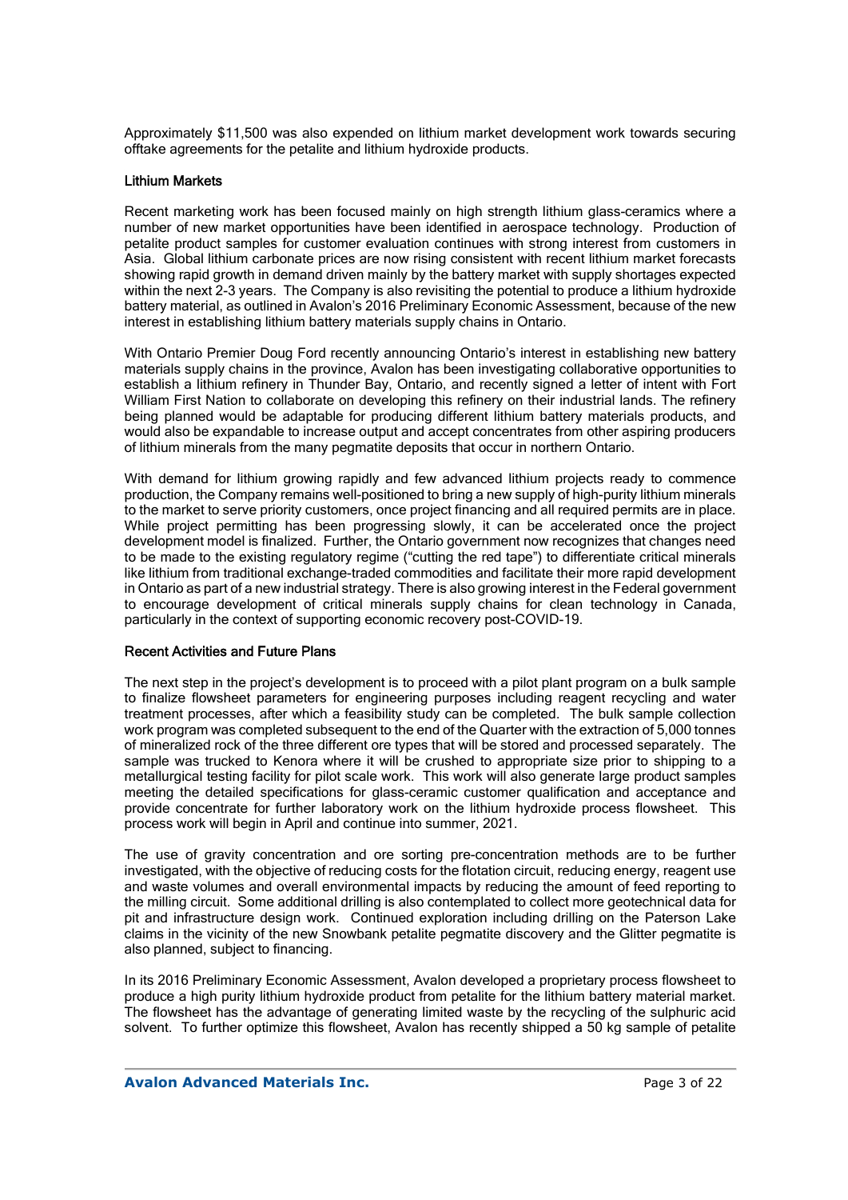Approximately $11,500 was also expended on lithium market development work towards securing offtake agreements for the petalite and lithium hydroxide products.

### Lithium Markets

Recent marketing work has been focused mainly on high strength lithium glass-ceramics where a number of new market opportunities have been identified in aerospace technology. Production of petalite product samples for customer evaluation continues with strong interest from customers in Asia. Global lithium carbonate prices are now rising consistent with recent lithium market forecasts showing rapid growth in demand driven mainly by the battery market with supply shortages expected within the next 2-3 years. The Company is also revisiting the potential to produce a lithium hydroxide battery material, as outlined in Avalon's 2016 Preliminary Economic Assessment, because of the new interest in establishing lithium battery materials supply chains in Ontario.

With Ontario Premier Doug Ford recently announcing Ontario's interest in establishing new battery materials supply chains in the province, Avalon has been investigating collaborative opportunities to establish a lithium refinery in Thunder Bay, Ontario, and recently signed a letter of intent with Fort William First Nation to collaborate on developing this refinery on their industrial lands. The refinery being planned would be adaptable for producing different lithium battery materials products, and would also be expandable to increase output and accept concentrates from other aspiring producers of lithium minerals from the many pegmatite deposits that occur in northern Ontario.

With demand for lithium growing rapidly and few advanced lithium projects ready to commence production, the Company remains well-positioned to bring a new supply of high-purity lithium minerals to the market to serve priority customers, once project financing and all required permits are in place. While project permitting has been progressing slowly, it can be accelerated once the project development model is finalized. Further, the Ontario government now recognizes that changes need to be made to the existing regulatory regime ("cutting the red tape") to differentiate critical minerals like lithium from traditional exchange-traded commodities and facilitate their more rapid development in Ontario as part of a new industrial strategy. There is also growing interest in the Federal government to encourage development of critical minerals supply chains for clean technology in Canada, particularly in the context of supporting economic recovery post-COVID-19.

### Recent Activities and Future Plans

The next step in the project's development is to proceed with a pilot plant program on a bulk sample to finalize flowsheet parameters for engineering purposes including reagent recycling and water treatment processes, after which a feasibility study can be completed. The bulk sample collection work program was completed subsequent to the end of the Quarter with the extraction of 5,000 tonnes of mineralized rock of the three different ore types that will be stored and processed separately. The sample was trucked to Kenora where it will be crushed to appropriate size prior to shipping to a metallurgical testing facility for pilot scale work. This work will also generate large product samples meeting the detailed specifications for glass-ceramic customer qualification and acceptance and provide concentrate for further laboratory work on the lithium hydroxide process flowsheet. This process work will begin in April and continue into summer, 2021.

The use of gravity concentration and ore sorting pre-concentration methods are to be further investigated, with the objective of reducing costs for the flotation circuit, reducing energy, reagent use and waste volumes and overall environmental impacts by reducing the amount of feed reporting to the milling circuit. Some additional drilling is also contemplated to collect more geotechnical data for pit and infrastructure design work. Continued exploration including drilling on the Paterson Lake claims in the vicinity of the new Snowbank petalite pegmatite discovery and the Glitter pegmatite is also planned, subject to financing.

In its 2016 Preliminary Economic Assessment, Avalon developed a proprietary process flowsheet to produce a high purity lithium hydroxide product from petalite for the lithium battery material market. The flowsheet has the advantage of generating limited waste by the recycling of the sulphuric acid solvent. To further optimize this flowsheet, Avalon has recently shipped a 50 kg sample of petalite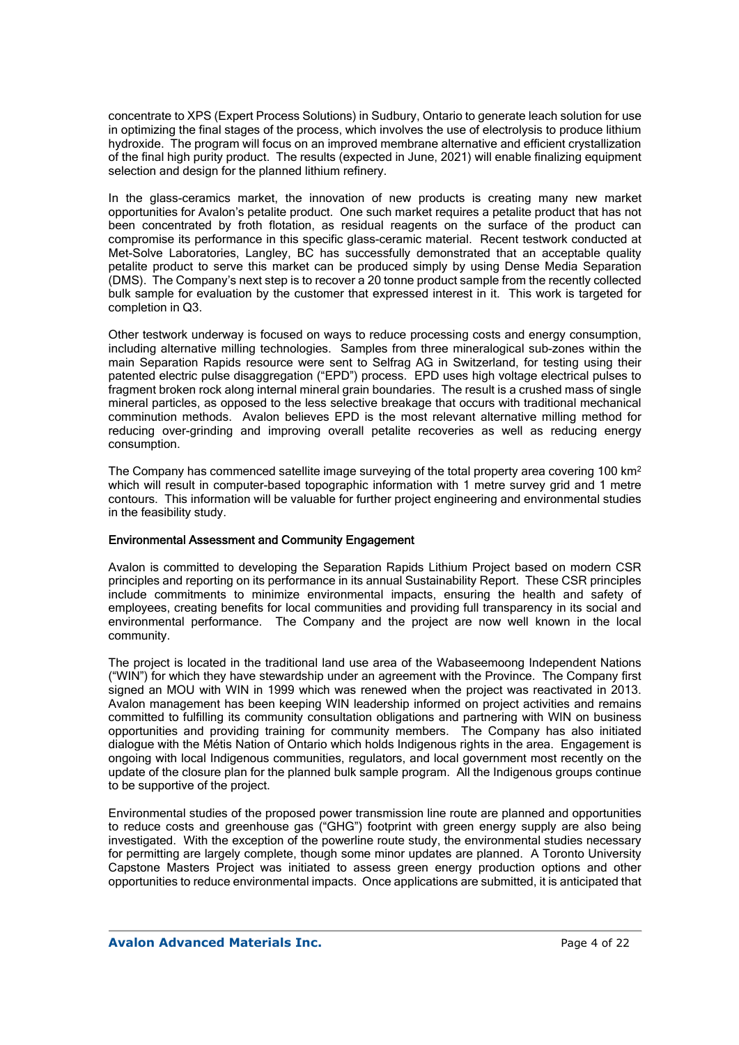concentrate to XPS (Expert Process Solutions) in Sudbury, Ontario to generate leach solution for use in optimizing the final stages of the process, which involves the use of electrolysis to produce lithium hydroxide. The program will focus on an improved membrane alternative and efficient crystallization of the final high purity product. The results (expected in June, 2021) will enable finalizing equipment selection and design for the planned lithium refinery.

In the glass-ceramics market, the innovation of new products is creating many new market opportunities for Avalon's petalite product. One such market requires a petalite product that has not been concentrated by froth flotation, as residual reagents on the surface of the product can compromise its performance in this specific glass-ceramic material. Recent testwork conducted at Met-Solve Laboratories, Langley, BC has successfully demonstrated that an acceptable quality petalite product to serve this market can be produced simply by using Dense Media Separation (DMS). The Company's next step is to recover a 20 tonne product sample from the recently collected bulk sample for evaluation by the customer that expressed interest in it. This work is targeted for completion in Q3.

Other testwork underway is focused on ways to reduce processing costs and energy consumption, including alternative milling technologies. Samples from three mineralogical sub-zones within the main Separation Rapids resource were sent to Selfrag AG in Switzerland, for testing using their patented electric pulse disaggregation ("EPD") process. EPD uses high voltage electrical pulses to fragment broken rock along internal mineral grain boundaries. The result is a crushed mass of single mineral particles, as opposed to the less selective breakage that occurs with traditional mechanical comminution methods. Avalon believes EPD is the most relevant alternative milling method for reducing over-grinding and improving overall petalite recoveries as well as reducing energy consumption.

The Company has commenced satellite image surveying of the total property area covering 100 km$^2$ which will result in computer-based topographic information with 1 metre survey grid and 1 metre contours. This information will be valuable for further project engineering and environmental studies in the feasibility study.

**Environmental Assessment and Community Engagement**

Avalon is committed to developing the Separation Rapids Lithium Project based on modern CSR principles and reporting on its performance in its annual Sustainability Report. These CSR principles include commitments to minimize environmental impacts, ensuring the health and safety of employees, creating benefits for local communities and providing full transparency in its social and environmental performance. The Company and the project are now well known in the local community.

The project is located in the traditional land use area of the Wabaseemoong Independent Nations ("WIN") for which they have stewardship under an agreement with the Province. The Company first signed an MOU with WIN in 1999 which was renewed when the project was reactivated in 2013. Avalon management has been keeping WIN leadership informed on project activities and remains committed to fulfilling its community consultation obligations and partnering with WIN on business opportunities and providing training for community members. The Company has also initiated dialogue with the Métis Nation of Ontario which holds Indigenous rights in the area. Engagement is ongoing with local Indigenous communities, regulators, and local government most recently on the update of the closure plan for the planned bulk sample program. All the Indigenous groups continue to be supportive of the project.

Environmental studies of the proposed power transmission line route are planned and opportunities to reduce costs and greenhouse gas ("GHG") footprint with green energy supply are also being investigated. With the exception of the powerline route study, the environmental studies necessary for permitting are largely complete, though some minor updates are planned. A Toronto University Capstone Masters Project was initiated to assess green energy production options and other opportunities to reduce environmental impacts. Once applications are submitted, it is anticipated that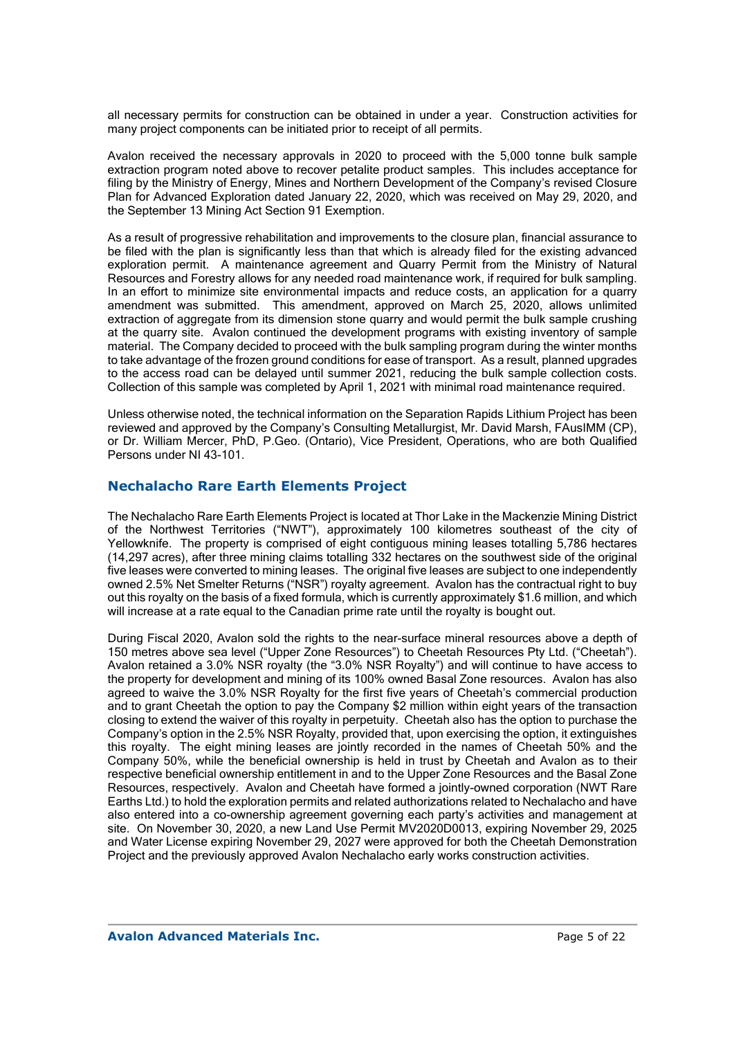all necessary permits for construction can be obtained in under a year. Construction activities for many project components can be initiated prior to receipt of all permits.

Avalon received the necessary approvals in 2020 to proceed with the 5,000 tonne bulk sample extraction program noted above to recover petalite product samples. This includes acceptance for filing by the Ministry of Energy, Mines and Northern Development of the Company's revised Closure Plan for Advanced Exploration dated January 22, 2020, which was received on May 29, 2020, and the September 13 Mining Act Section 91 Exemption.

As a result of progressive rehabilitation and improvements to the closure plan, financial assurance to be filed with the plan is significantly less than that which is already filed for the existing advanced exploration permit. A maintenance agreement and Quarry Permit from the Ministry of Natural Resources and Forestry allows for any needed road maintenance work, if required for bulk sampling. In an effort to minimize site environmental impacts and reduce costs, an application for a quarry amendment was submitted. This amendment, approved on March 25, 2020, allows unlimited extraction of aggregate from its dimension stone quarry and would permit the bulk sample crushing at the quarry site. Avalon continued the development programs with existing inventory of sample material. The Company decided to proceed with the bulk sampling program during the winter months to take advantage of the frozen ground conditions for ease of transport. As a result, planned upgrades to the access road can be delayed until summer 2021, reducing the bulk sample collection costs. Collection of this sample was completed by April 1, 2021 with minimal road maintenance required.

Unless otherwise noted, the technical information on the Separation Rapids Lithium Project has been reviewed and approved by the Company's Consulting Metallurgist, Mr. David Marsh, FAusIMM (CP), or Dr. William Mercer, PhD, P.Geo. (Ontario), Vice President, Operations, who are both Qualified Persons under NI 43-101.

## Nechalacho Rare Earth Elements Project

The Nechalacho Rare Earth Elements Project is located at Thor Lake in the Mackenzie Mining District of the Northwest Territories ("NWT"), approximately 100 kilometres southeast of the city of Yellowknife. The property is comprised of eight contiguous mining leases totalling 5,786 hectares (14,297 acres), after three mining claims totalling 332 hectares on the southwest side of the original five leases were converted to mining leases. The original five leases are subject to one independently owned 2.5% Net Smelter Returns ("NSR") royalty agreement. Avalon has the contractual right to buy out this royalty on the basis of a fixed formula, which is currently approximately $1.6 million, and which will increase at a rate equal to the Canadian prime rate until the royalty is bought out.

During Fiscal 2020, Avalon sold the rights to the near-surface mineral resources above a depth of 150 metres above sea level ("Upper Zone Resources") to Cheetah Resources Pty Ltd. ("Cheetah"). Avalon retained a 3.0% NSR royalty (the "3.0% NSR Royalty") and will continue to have access to the property for development and mining of its 100% owned Basal Zone resources. Avalon has also agreed to waive the 3.0% NSR Royalty for the first five years of Cheetah's commercial production and to grant Cheetah the option to pay the Company $2 million within eight years of the transaction closing to extend the waiver of this royalty in perpetuity. Cheetah also has the option to purchase the Company's option in the 2.5% NSR Royalty, provided that, upon exercising the option, it extinguishes this royalty. The eight mining leases are jointly recorded in the names of Cheetah 50% and the Company 50%, while the beneficial ownership is held in trust by Cheetah and Avalon as to their respective beneficial ownership entitlement in and to the Upper Zone Resources and the Basal Zone Resources, respectively. Avalon and Cheetah have formed a jointly-owned corporation (NWT Rare Earths Ltd.) to hold the exploration permits and related authorizations related to Nechalacho and have also entered into a co-ownership agreement governing each party's activities and management at site. On November 30, 2020, a new Land Use Permit MV2020D0013, expiring November 29, 2025 and Water License expiring November 29, 2027 were approved for both the Cheetah Demonstration Project and the previously approved Avalon Nechalacho early works construction activities.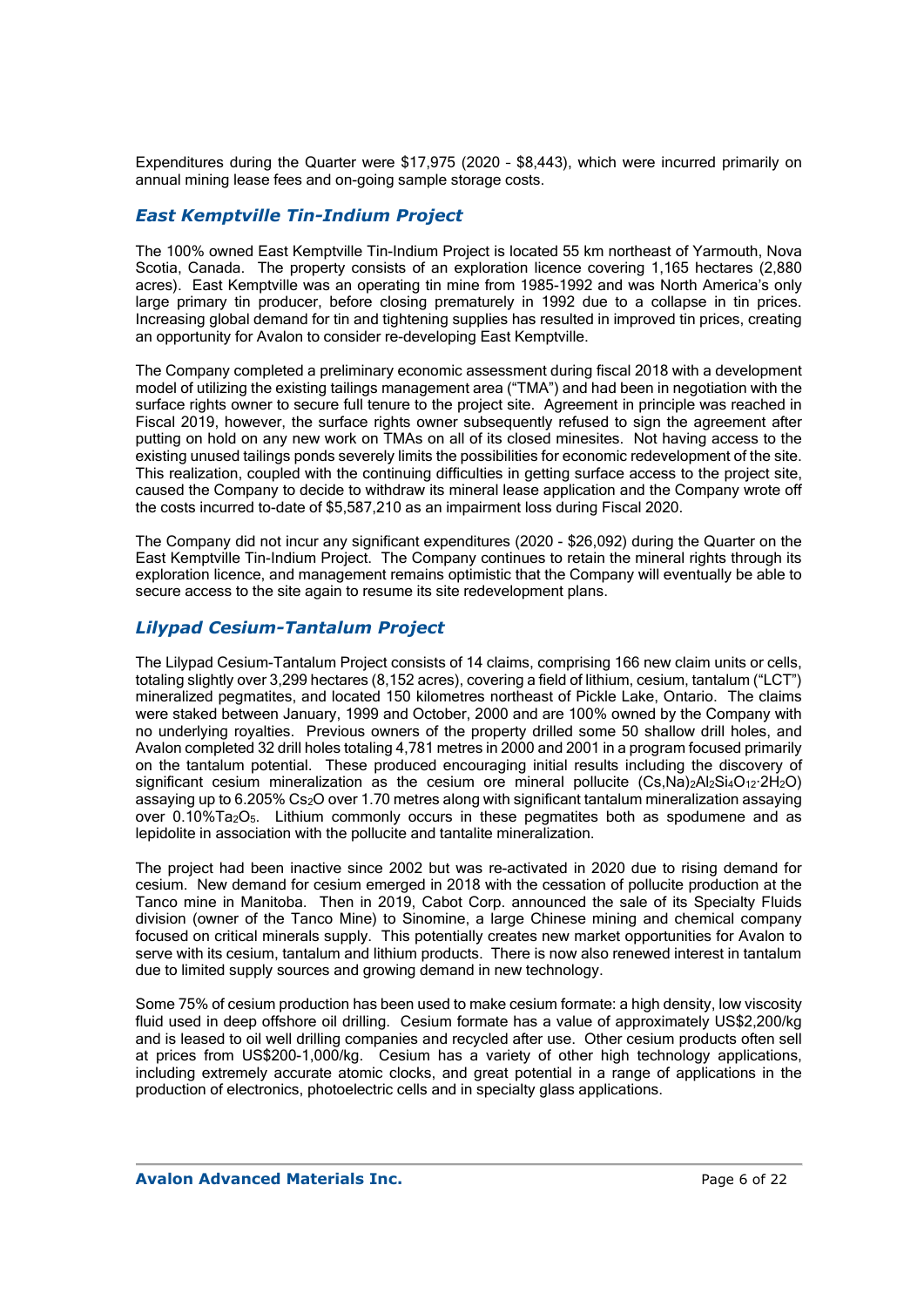Expenditures during the Quarter were $17,975 (2020 – $8,443), which were incurred primarily on annual mining lease fees and on-going sample storage costs.

## *East Kemptville Tin-Indium Project*

The 100% owned East Kemptville Tin-Indium Project is located 55 km northeast of Yarmouth, Nova Scotia, Canada. The property consists of an exploration licence covering 1,165 hectares (2,880 acres). East Kemptville was an operating tin mine from 1985-1992 and was North America's only large primary tin producer, before closing prematurely in 1992 due to a collapse in tin prices. Increasing global demand for tin and tightening supplies has resulted in improved tin prices, creating an opportunity for Avalon to consider re-developing East Kemptville.

The Company completed a preliminary economic assessment during fiscal 2018 with a development model of utilizing the existing tailings management area ("TMA") and had been in negotiation with the surface rights owner to secure full tenure to the project site. Agreement in principle was reached in Fiscal 2019, however, the surface rights owner subsequently refused to sign the agreement after putting on hold on any new work on TMAs on all of its closed minesites. Not having access to the existing unused tailings ponds severely limits the possibilities for economic redevelopment of the site. This realization, coupled with the continuing difficulties in getting surface access to the project site, caused the Company to decide to withdraw its mineral lease application and the Company wrote off the costs incurred to-date of $5,587,210 as an impairment loss during Fiscal 2020.

The Company did not incur any significant expenditures (2020 - $26,092) during the Quarter on the East Kemptville Tin-Indium Project. The Company continues to retain the mineral rights through its exploration licence, and management remains optimistic that the Company will eventually be able to secure access to the site again to resume its site redevelopment plans.

## *Lilypad Cesium-Tantalum Project*

The Lilypad Cesium-Tantalum Project consists of 14 claims, comprising 166 new claim units or cells, totaling slightly over 3,299 hectares (8,152 acres), covering a field of lithium, cesium, tantalum ("LCT") mineralized pegmatites, and located 150 kilometres northeast of Pickle Lake, Ontario. The claims were staked between January, 1999 and October, 2000 and are 100% owned by the Company with no underlying royalties. Previous owners of the property drilled some 50 shallow drill holes, and Avalon completed 32 drill holes totaling 4,781 metres in 2000 and 2001 in a program focused primarily on the tantalum potential. These produced encouraging initial results including the discovery of significant cesium mineralization as the cesium ore mineral pollucite $(Cs,Na)_2Al_2Si_4O_{12}{\cdot}2H_2O$ assaying up to 6.205% $Cs_2O$ over 1.70 metres along with significant tantalum mineralization assaying over 0.10%$Ta_2O_5$. Lithium commonly occurs in these pegmatites both as spodumene and as lepidolite in association with the pollucite and tantalite mineralization.

The project had been inactive since 2002 but was re-activated in 2020 due to rising demand for cesium. New demand for cesium emerged in 2018 with the cessation of pollucite production at the Tanco mine in Manitoba. Then in 2019, Cabot Corp. announced the sale of its Specialty Fluids division (owner of the Tanco Mine) to Sinomine, a large Chinese mining and chemical company focused on critical minerals supply. This potentially creates new market opportunities for Avalon to serve with its cesium, tantalum and lithium products. There is now also renewed interest in tantalum due to limited supply sources and growing demand in new technology.

Some 75% of cesium production has been used to make cesium formate: a high density, low viscosity fluid used in deep offshore oil drilling. Cesium formate has a value of approximately US$2,200/kg and is leased to oil well drilling companies and recycled after use. Other cesium products often sell at prices from US$200-1,000/kg. Cesium has a variety of other high technology applications, including extremely accurate atomic clocks, and great potential in a range of applications in the production of electronics, photoelectric cells and in specialty glass applications.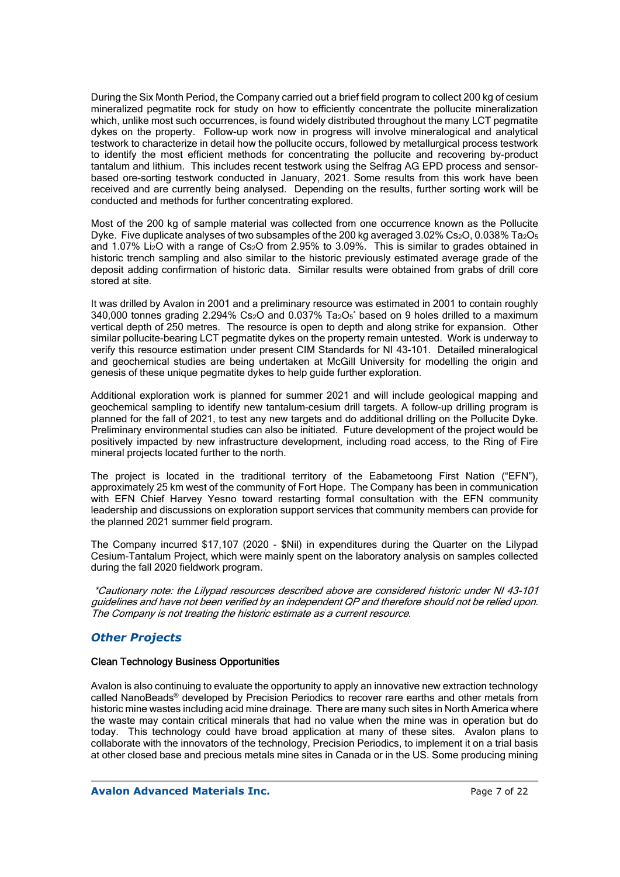During the Six Month Period, the Company carried out a brief field program to collect 200 kg of cesium mineralized pegmatite rock for study on how to efficiently concentrate the pollucite mineralization which, unlike most such occurrences, is found widely distributed throughout the many LCT pegmatite dykes on the property. Follow-up work now in progress will involve mineralogical and analytical testwork to characterize in detail how the pollucite occurs, followed by metallurgical process testwork to identify the most efficient methods for concentrating the pollucite and recovering by-product tantalum and lithium. This includes recent testwork using the Selfrag AG EPD process and sensor-based ore-sorting testwork conducted in January, 2021. Some results from this work have been received and are currently being analysed. Depending on the results, further sorting work will be conducted and methods for further concentrating explored.

Most of the 200 kg of sample material was collected from one occurrence known as the Pollucite Dyke. Five duplicate analyses of two subsamples of the 200 kg averaged 3.02% $Cs_2O$, 0.038% $Ta_2O_5$ and 1.07% $Li_2O$ with a range of $Cs_2O$ from 2.95% to 3.09%. This is similar to grades obtained in historic trench sampling and also similar to the historic previously estimated average grade of the deposit adding confirmation of historic data. Similar results were obtained from grabs of drill core stored at site.

It was drilled by Avalon in 2001 and a preliminary resource was estimated in 2001 to contain roughly 340,000 tonnes grading 2.294% $Cs_2O$ and 0.037% $Ta_2O_5$* based on 9 holes drilled to a maximum vertical depth of 250 metres. The resource is open to depth and along strike for expansion. Other similar pollucite-bearing LCT pegmatite dykes on the property remain untested. Work is underway to verify this resource estimation under present CIM Standards for NI 43-101. Detailed mineralogical and geochemical studies are being undertaken at McGill University for modelling the origin and genesis of these unique pegmatite dykes to help guide further exploration.

Additional exploration work is planned for summer 2021 and will include geological mapping and geochemical sampling to identify new tantalum-cesium drill targets. A follow-up drilling program is planned for the fall of 2021, to test any new targets and do additional drilling on the Pollucite Dyke. Preliminary environmental studies can also be initiated. Future development of the project would be positively impacted by new infrastructure development, including road access, to the Ring of Fire mineral projects located further to the north.

The project is located in the traditional territory of the Eabametoong First Nation ("EFN"), approximately 25 km west of the community of Fort Hope. The Company has been in communication with EFN Chief Harvey Yesno toward restarting formal consultation with the EFN community leadership and discussions on exploration support services that community members can provide for the planned 2021 summer field program.

The Company incurred $17,107 (2020 - $Nil) in expenditures during the Quarter on the Lilypad Cesium-Tantalum Project, which were mainly spent on the laboratory analysis on samples collected during the fall 2020 fieldwork program.

*\*Cautionary note: the Lilypad resources described above are considered historic under NI 43-101 guidelines and have not been verified by an independent QP and therefore should not be relied upon. The Company is not treating the historic estimate as a current resource.*

## *Other Projects*

#### Clean Technology Business Opportunities

Avalon is also continuing to evaluate the opportunity to apply an innovative new extraction technology called NanoBeads® developed by Precision Periodics to recover rare earths and other metals from historic mine wastes including acid mine drainage. There are many such sites in North America where the waste may contain critical minerals that had no value when the mine was in operation but do today. This technology could have broad application at many of these sites. Avalon plans to collaborate with the innovators of the technology, Precision Periodics, to implement it on a trial basis at other closed base and precious metals mine sites in Canada or in the US. Some producing mining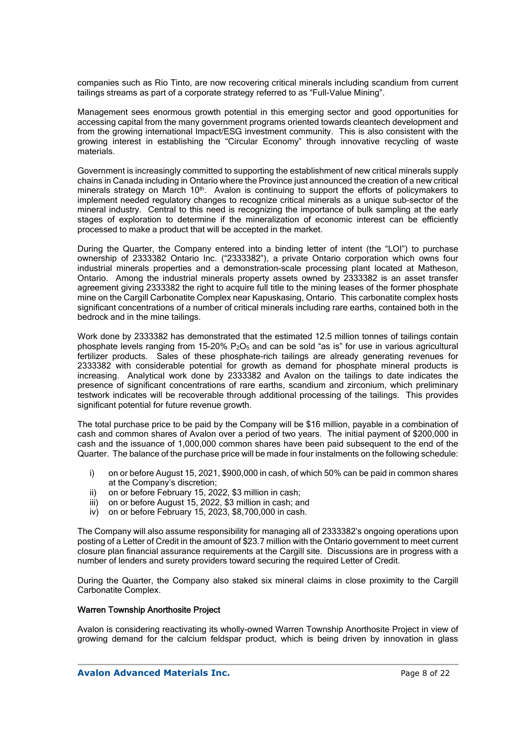companies such as Rio Tinto, are now recovering critical minerals including scandium from current tailings streams as part of a corporate strategy referred to as "Full-Value Mining".

Management sees enormous growth potential in this emerging sector and good opportunities for accessing capital from the many government programs oriented towards cleantech development and from the growing international Impact/ESG investment community. This is also consistent with the growing interest in establishing the "Circular Economy" through innovative recycling of waste materials.

Government is increasingly committed to supporting the establishment of new critical minerals supply chains in Canada including in Ontario where the Province just announced the creation of a new critical minerals strategy on March 10th. Avalon is continuing to support the efforts of policymakers to implement needed regulatory changes to recognize critical minerals as a unique sub-sector of the mineral industry. Central to this need is recognizing the importance of bulk sampling at the early stages of exploration to determine if the mineralization of economic interest can be efficiently processed to make a product that will be accepted in the market.

During the Quarter, the Company entered into a binding letter of intent (the "LOI") to purchase ownership of 2333382 Ontario Inc. ("2333382"), a private Ontario corporation which owns four industrial minerals properties and a demonstration-scale processing plant located at Matheson, Ontario. Among the industrial minerals property assets owned by 2333382 is an asset transfer agreement giving 2333382 the right to acquire full title to the mining leases of the former phosphate mine on the Cargill Carbonatite Complex near Kapuskasing, Ontario. This carbonatite complex hosts significant concentrations of a number of critical minerals including rare earths, contained both in the bedrock and in the mine tailings.

Work done by 2333382 has demonstrated that the estimated 12.5 million tonnes of tailings contain phosphate levels ranging from 15-20% $P_2O_5$ and can be sold "as is" for use in various agricultural fertilizer products. Sales of these phosphate-rich tailings are already generating revenues for 2333382 with considerable potential for growth as demand for phosphate mineral products is increasing. Analytical work done by 2333382 and Avalon on the tailings to date indicates the presence of significant concentrations of rare earths, scandium and zirconium, which preliminary testwork indicates will be recoverable through additional processing of the tailings. This provides significant potential for future revenue growth.

The total purchase price to be paid by the Company will be $16 million, payable in a combination of cash and common shares of Avalon over a period of two years. The initial payment of $200,000 in cash and the issuance of 1,000,000 common shares have been paid subsequent to the end of the Quarter. The balance of the purchase price will be made in four instalments on the following schedule:

i) on or before August 15, 2021, $900,000 in cash, of which 50% can be paid in common shares at the Company's discretion;
ii) on or before February 15, 2022, $3 million in cash;
iii) on or before August 15, 2022, $3 million in cash; and
iv) on or before February 15, 2023, $8,700,000 in cash.

The Company will also assume responsibility for managing all of 2333382's ongoing operations upon posting of a Letter of Credit in the amount of $23.7 million with the Ontario government to meet current closure plan financial assurance requirements at the Cargill site. Discussions are in progress with a number of lenders and surety providers toward securing the required Letter of Credit.

During the Quarter, the Company also staked six mineral claims in close proximity to the Cargill Carbonatite Complex.

### Warren Township Anorthosite Project

Avalon is considering reactivating its wholly-owned Warren Township Anorthosite Project in view of growing demand for the calcium feldspar product, which is being driven by innovation in glass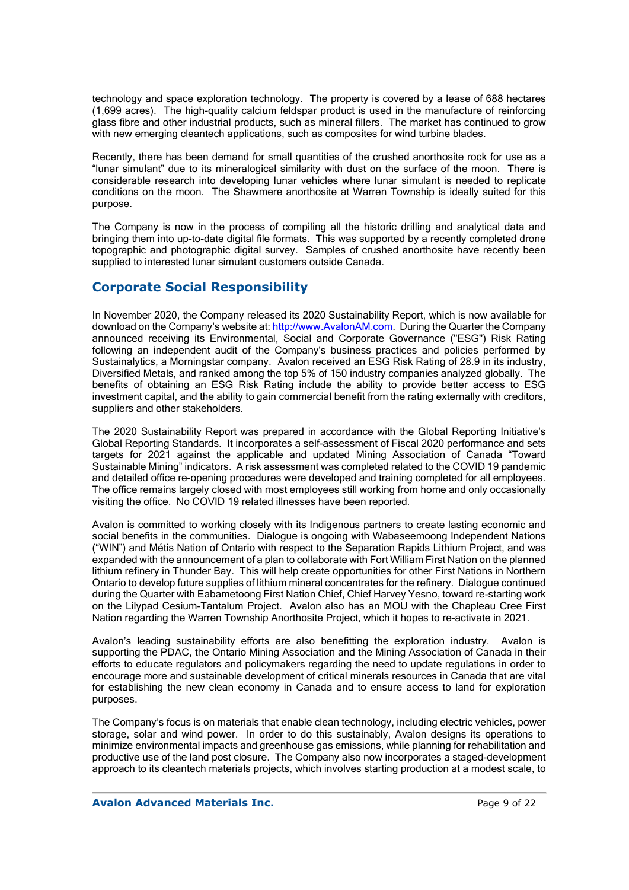technology and space exploration technology. The property is covered by a lease of 688 hectares (1,699 acres). The high-quality calcium feldspar product is used in the manufacture of reinforcing glass fibre and other industrial products, such as mineral fillers. The market has continued to grow with new emerging cleantech applications, such as composites for wind turbine blades.

Recently, there has been demand for small quantities of the crushed anorthosite rock for use as a "lunar simulant" due to its mineralogical similarity with dust on the surface of the moon. There is considerable research into developing lunar vehicles where lunar simulant is needed to replicate conditions on the moon. The Shawmere anorthosite at Warren Township is ideally suited for this purpose.

The Company is now in the process of compiling all the historic drilling and analytical data and bringing them into up-to-date digital file formats. This was supported by a recently completed drone topographic and photographic digital survey. Samples of crushed anorthosite have recently been supplied to interested lunar simulant customers outside Canada.

## Corporate Social Responsibility

In November 2020, the Company released its 2020 Sustainability Report, which is now available for download on the Company's website at: http://www.AvalonAM.com. During the Quarter the Company announced receiving its Environmental, Social and Corporate Governance ("ESG") Risk Rating following an independent audit of the Company's business practices and policies performed by Sustainalytics, a Morningstar company. Avalon received an ESG Risk Rating of 28.9 in its industry, Diversified Metals, and ranked among the top 5% of 150 industry companies analyzed globally. The benefits of obtaining an ESG Risk Rating include the ability to provide better access to ESG investment capital, and the ability to gain commercial benefit from the rating externally with creditors, suppliers and other stakeholders.

The 2020 Sustainability Report was prepared in accordance with the Global Reporting Initiative's Global Reporting Standards. It incorporates a self-assessment of Fiscal 2020 performance and sets targets for 2021 against the applicable and updated Mining Association of Canada "Toward Sustainable Mining" indicators. A risk assessment was completed related to the COVID 19 pandemic and detailed office re-opening procedures were developed and training completed for all employees. The office remains largely closed with most employees still working from home and only occasionally visiting the office. No COVID 19 related illnesses have been reported.

Avalon is committed to working closely with its Indigenous partners to create lasting economic and social benefits in the communities. Dialogue is ongoing with Wabaseemoong Independent Nations ("WIN") and Métis Nation of Ontario with respect to the Separation Rapids Lithium Project, and was expanded with the announcement of a plan to collaborate with Fort William First Nation on the planned lithium refinery in Thunder Bay. This will help create opportunities for other First Nations in Northern Ontario to develop future supplies of lithium mineral concentrates for the refinery. Dialogue continued during the Quarter with Eabametoong First Nation Chief, Chief Harvey Yesno, toward re-starting work on the Lilypad Cesium-Tantalum Project. Avalon also has an MOU with the Chapleau Cree First Nation regarding the Warren Township Anorthosite Project, which it hopes to re-activate in 2021.

Avalon's leading sustainability efforts are also benefitting the exploration industry. Avalon is supporting the PDAC, the Ontario Mining Association and the Mining Association of Canada in their efforts to educate regulators and policymakers regarding the need to update regulations in order to encourage more and sustainable development of critical minerals resources in Canada that are vital for establishing the new clean economy in Canada and to ensure access to land for exploration purposes.

The Company's focus is on materials that enable clean technology, including electric vehicles, power storage, solar and wind power. In order to do this sustainably, Avalon designs its operations to minimize environmental impacts and greenhouse gas emissions, while planning for rehabilitation and productive use of the land post closure. The Company also now incorporates a staged-development approach to its cleantech materials projects, which involves starting production at a modest scale, to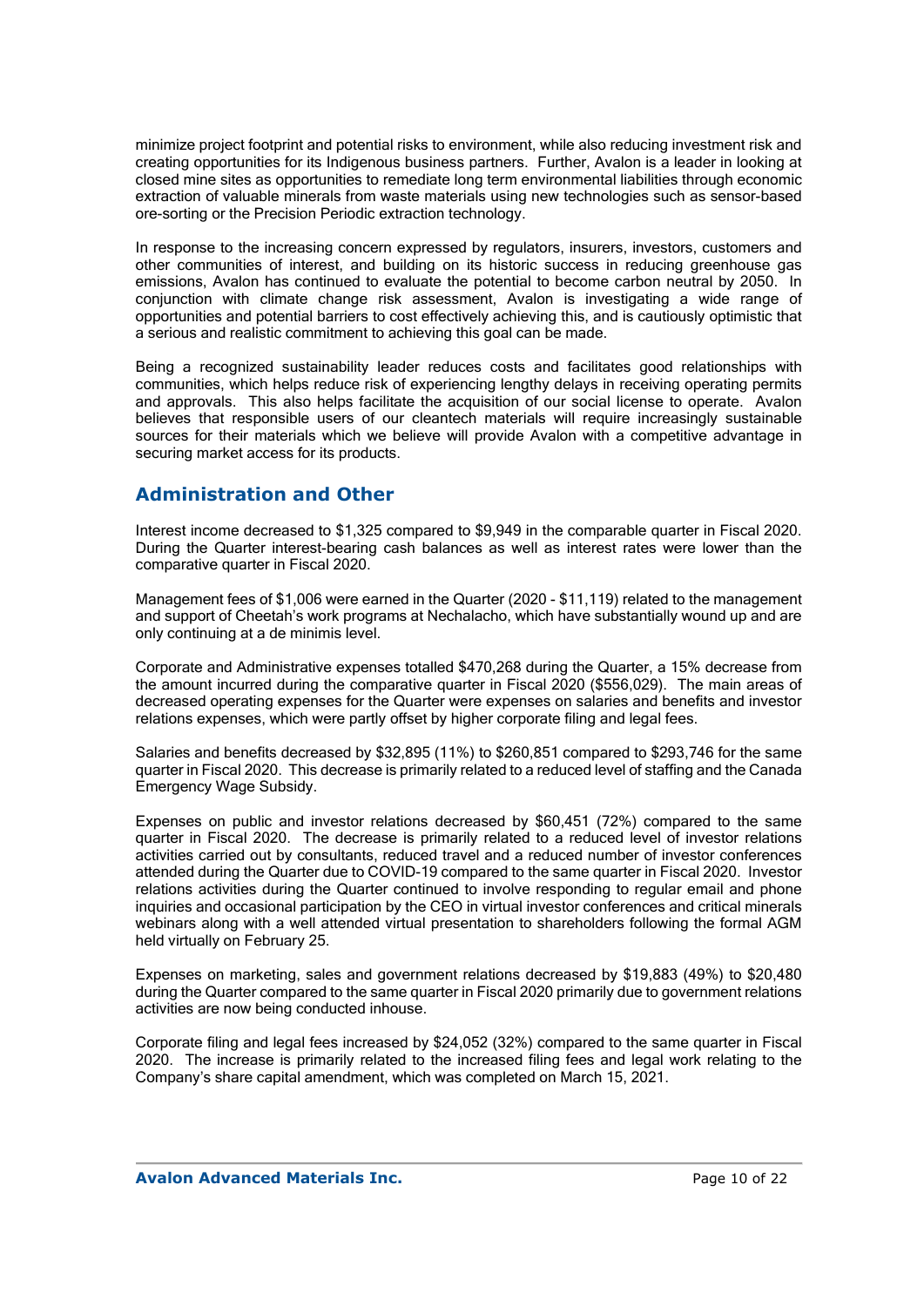minimize project footprint and potential risks to environment, while also reducing investment risk and creating opportunities for its Indigenous business partners. Further, Avalon is a leader in looking at closed mine sites as opportunities to remediate long term environmental liabilities through economic extraction of valuable minerals from waste materials using new technologies such as sensor-based ore-sorting or the Precision Periodic extraction technology.

In response to the increasing concern expressed by regulators, insurers, investors, customers and other communities of interest, and building on its historic success in reducing greenhouse gas emissions, Avalon has continued to evaluate the potential to become carbon neutral by 2050. In conjunction with climate change risk assessment, Avalon is investigating a wide range of opportunities and potential barriers to cost effectively achieving this, and is cautiously optimistic that a serious and realistic commitment to achieving this goal can be made.

Being a recognized sustainability leader reduces costs and facilitates good relationships with communities, which helps reduce risk of experiencing lengthy delays in receiving operating permits and approvals. This also helps facilitate the acquisition of our social license to operate. Avalon believes that responsible users of our cleantech materials will require increasingly sustainable sources for their materials which we believe will provide Avalon with a competitive advantage in securing market access for its products.

## Administration and Other

Interest income decreased to $1,325 compared to $9,949 in the comparable quarter in Fiscal 2020. During the Quarter interest-bearing cash balances as well as interest rates were lower than the comparative quarter in Fiscal 2020.

Management fees of $1,006 were earned in the Quarter (2020 - $11,119) related to the management and support of Cheetah's work programs at Nechalacho, which have substantially wound up and are only continuing at a de minimis level.

Corporate and Administrative expenses totalled $470,268 during the Quarter, a 15% decrease from the amount incurred during the comparative quarter in Fiscal 2020 ($556,029). The main areas of decreased operating expenses for the Quarter were expenses on salaries and benefits and investor relations expenses, which were partly offset by higher corporate filing and legal fees.

Salaries and benefits decreased by $32,895 (11%) to $260,851 compared to $293,746 for the same quarter in Fiscal 2020. This decrease is primarily related to a reduced level of staffing and the Canada Emergency Wage Subsidy.

Expenses on public and investor relations decreased by $60,451 (72%) compared to the same quarter in Fiscal 2020. The decrease is primarily related to a reduced level of investor relations activities carried out by consultants, reduced travel and a reduced number of investor conferences attended during the Quarter due to COVID-19 compared to the same quarter in Fiscal 2020. Investor relations activities during the Quarter continued to involve responding to regular email and phone inquiries and occasional participation by the CEO in virtual investor conferences and critical minerals webinars along with a well attended virtual presentation to shareholders following the formal AGM held virtually on February 25.

Expenses on marketing, sales and government relations decreased by $19,883 (49%) to $20,480 during the Quarter compared to the same quarter in Fiscal 2020 primarily due to government relations activities are now being conducted inhouse.

Corporate filing and legal fees increased by $24,052 (32%) compared to the same quarter in Fiscal 2020. The increase is primarily related to the increased filing fees and legal work relating to the Company's share capital amendment, which was completed on March 15, 2021.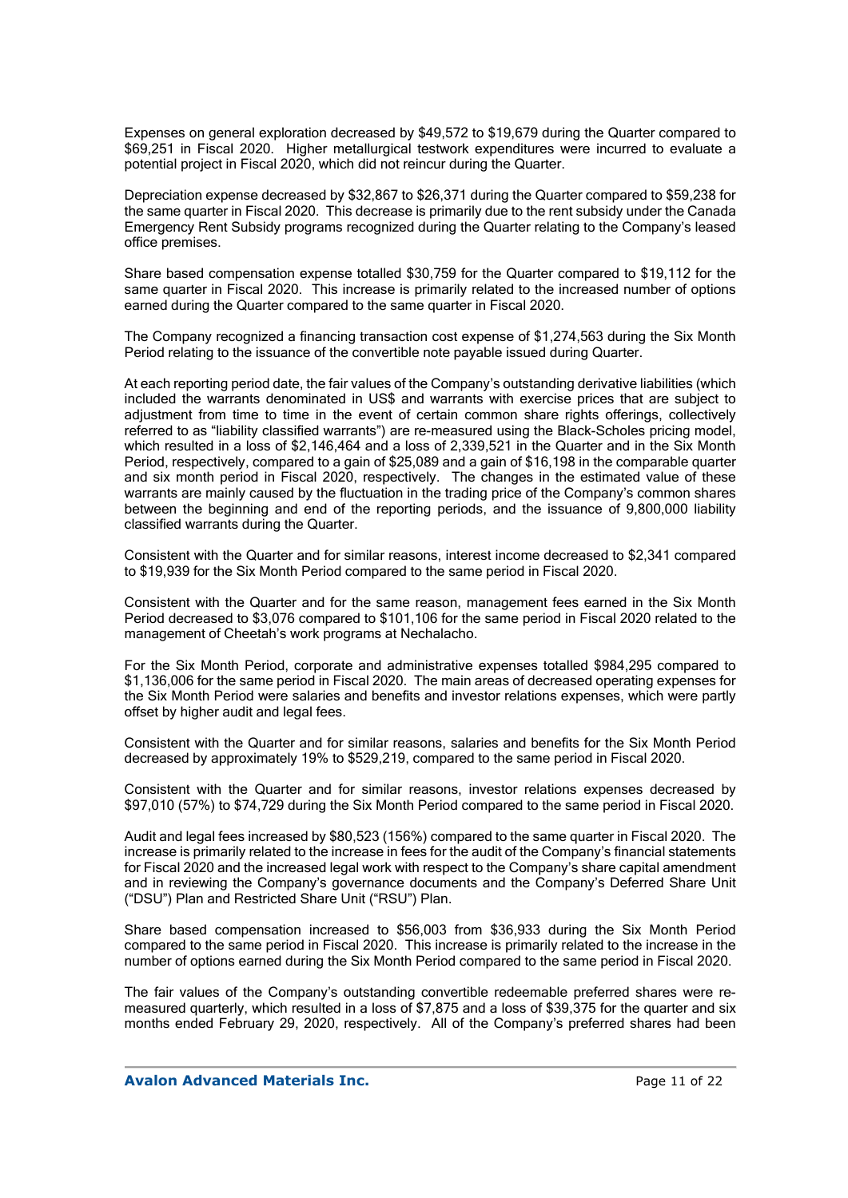Expenses on general exploration decreased by $49,572 to $19,679 during the Quarter compared to $69,251 in Fiscal 2020. Higher metallurgical testwork expenditures were incurred to evaluate a potential project in Fiscal 2020, which did not reincur during the Quarter.

Depreciation expense decreased by $32,867 to $26,371 during the Quarter compared to $59,238 for the same quarter in Fiscal 2020. This decrease is primarily due to the rent subsidy under the Canada Emergency Rent Subsidy programs recognized during the Quarter relating to the Company's leased office premises.

Share based compensation expense totalled $30,759 for the Quarter compared to $19,112 for the same quarter in Fiscal 2020. This increase is primarily related to the increased number of options earned during the Quarter compared to the same quarter in Fiscal 2020.

The Company recognized a financing transaction cost expense of $1,274,563 during the Six Month Period relating to the issuance of the convertible note payable issued during Quarter.

At each reporting period date, the fair values of the Company's outstanding derivative liabilities (which included the warrants denominated in US$ and warrants with exercise prices that are subject to adjustment from time to time in the event of certain common share rights offerings, collectively referred to as "liability classified warrants") are re-measured using the Black-Scholes pricing model, which resulted in a loss of $2,146,464 and a loss of 2,339,521 in the Quarter and in the Six Month Period, respectively, compared to a gain of $25,089 and a gain of $16,198 in the comparable quarter and six month period in Fiscal 2020, respectively. The changes in the estimated value of these warrants are mainly caused by the fluctuation in the trading price of the Company's common shares between the beginning and end of the reporting periods, and the issuance of 9,800,000 liability classified warrants during the Quarter.

Consistent with the Quarter and for similar reasons, interest income decreased to $2,341 compared to $19,939 for the Six Month Period compared to the same period in Fiscal 2020.

Consistent with the Quarter and for the same reason, management fees earned in the Six Month Period decreased to $3,076 compared to $101,106 for the same period in Fiscal 2020 related to the management of Cheetah's work programs at Nechalacho.

For the Six Month Period, corporate and administrative expenses totalled $984,295 compared to $1,136,006 for the same period in Fiscal 2020. The main areas of decreased operating expenses for the Six Month Period were salaries and benefits and investor relations expenses, which were partly offset by higher audit and legal fees.

Consistent with the Quarter and for similar reasons, salaries and benefits for the Six Month Period decreased by approximately 19% to $529,219, compared to the same period in Fiscal 2020.

Consistent with the Quarter and for similar reasons, investor relations expenses decreased by $97,010 (57%) to $74,729 during the Six Month Period compared to the same period in Fiscal 2020.

Audit and legal fees increased by $80,523 (156%) compared to the same quarter in Fiscal 2020. The increase is primarily related to the increase in fees for the audit of the Company's financial statements for Fiscal 2020 and the increased legal work with respect to the Company's share capital amendment and in reviewing the Company's governance documents and the Company's Deferred Share Unit ("DSU") Plan and Restricted Share Unit ("RSU") Plan.

Share based compensation increased to $56,003 from $36,933 during the Six Month Period compared to the same period in Fiscal 2020. This increase is primarily related to the increase in the number of options earned during the Six Month Period compared to the same period in Fiscal 2020.

The fair values of the Company's outstanding convertible redeemable preferred shares were re-measured quarterly, which resulted in a loss of $7,875 and a loss of $39,375 for the quarter and six months ended February 29, 2020, respectively. All of the Company's preferred shares had been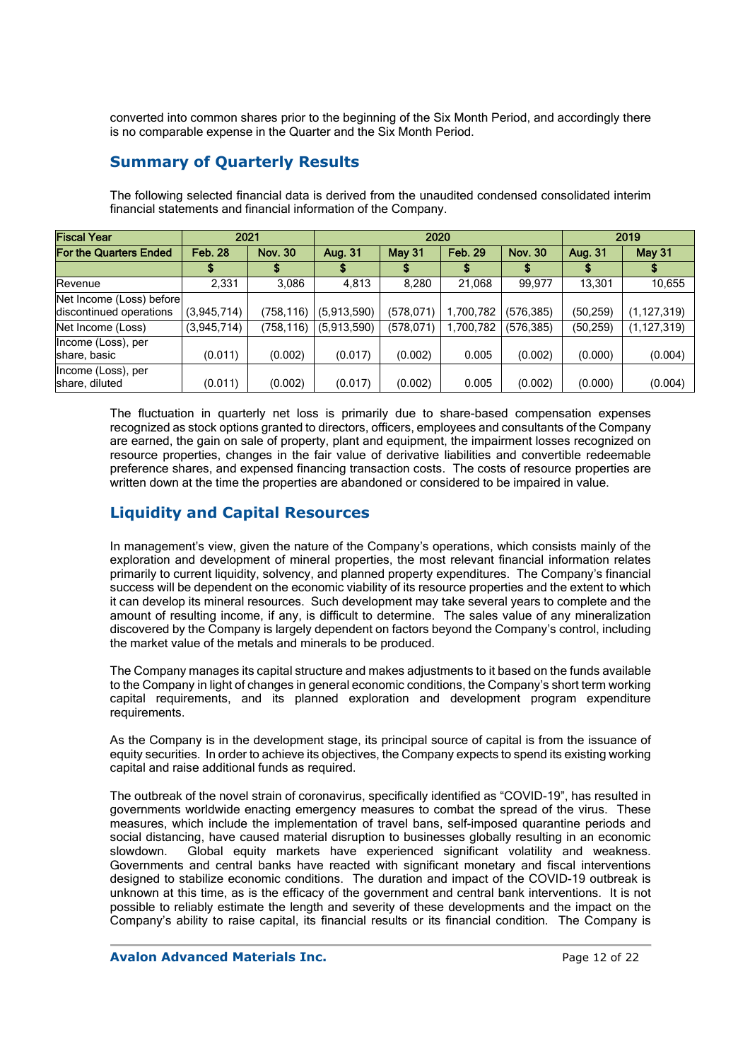converted into common shares prior to the beginning of the Six Month Period, and accordingly there is no comparable expense in the Quarter and the Six Month Period.

## Summary of Quarterly Results

The following selected financial data is derived from the unaudited condensed consolidated interim financial statements and financial information of the Company.

| Fiscal Year | 2021 | | 2020 | | | | 2019 | |
|---|---|---|---|---|---|---|---|---|
| For the Quarters Ended | Feb. 28 | Nov. 30 | Aug. 31 | May 31 | Feb. 29 | Nov. 30 | Aug. 31 | May 31 |
| | $ | $ | $ | $ | $ | $ | $ | $ |
| Revenue | 2,331 | 3,086 | 4,813 | 8,280 | 21,068 | 99,977 | 13,301 | 10,655 |
| Net Income (Loss) before discontinued operations | (3,945,714) | (758,116) | (5,913,590) | (578,071) | 1,700,782 | (576,385) | (50,259) | (1,127,319) |
| Net Income (Loss) | (3,945,714) | (758,116) | (5,913,590) | (578,071) | 1,700,782 | (576,385) | (50,259) | (1,127,319) |
| Income (Loss), per share, basic | (0.011) | (0.002) | (0.017) | (0.002) | 0.005 | (0.002) | (0.000) | (0.004) |
| Income (Loss), per share, diluted | (0.011) | (0.002) | (0.017) | (0.002) | 0.005 | (0.002) | (0.000) | (0.004) |

The fluctuation in quarterly net loss is primarily due to share-based compensation expenses recognized as stock options granted to directors, officers, employees and consultants of the Company are earned, the gain on sale of property, plant and equipment, the impairment losses recognized on resource properties, changes in the fair value of derivative liabilities and convertible redeemable preference shares, and expensed financing transaction costs. The costs of resource properties are written down at the time the properties are abandoned or considered to be impaired in value.

## Liquidity and Capital Resources

In management's view, given the nature of the Company's operations, which consists mainly of the exploration and development of mineral properties, the most relevant financial information relates primarily to current liquidity, solvency, and planned property expenditures. The Company's financial success will be dependent on the economic viability of its resource properties and the extent to which it can develop its mineral resources. Such development may take several years to complete and the amount of resulting income, if any, is difficult to determine. The sales value of any mineralization discovered by the Company is largely dependent on factors beyond the Company's control, including the market value of the metals and minerals to be produced.

The Company manages its capital structure and makes adjustments to it based on the funds available to the Company in light of changes in general economic conditions, the Company's short term working capital requirements, and its planned exploration and development program expenditure requirements.

As the Company is in the development stage, its principal source of capital is from the issuance of equity securities. In order to achieve its objectives, the Company expects to spend its existing working capital and raise additional funds as required.

The outbreak of the novel strain of coronavirus, specifically identified as "COVID-19", has resulted in governments worldwide enacting emergency measures to combat the spread of the virus. These measures, which include the implementation of travel bans, self-imposed quarantine periods and social distancing, have caused material disruption to businesses globally resulting in an economic slowdown. Global equity markets have experienced significant volatility and weakness. Governments and central banks have reacted with significant monetary and fiscal interventions designed to stabilize economic conditions. The duration and impact of the COVID-19 outbreak is unknown at this time, as is the efficacy of the government and central bank interventions. It is not possible to reliably estimate the length and severity of these developments and the impact on the Company's ability to raise capital, its financial results or its financial condition. The Company is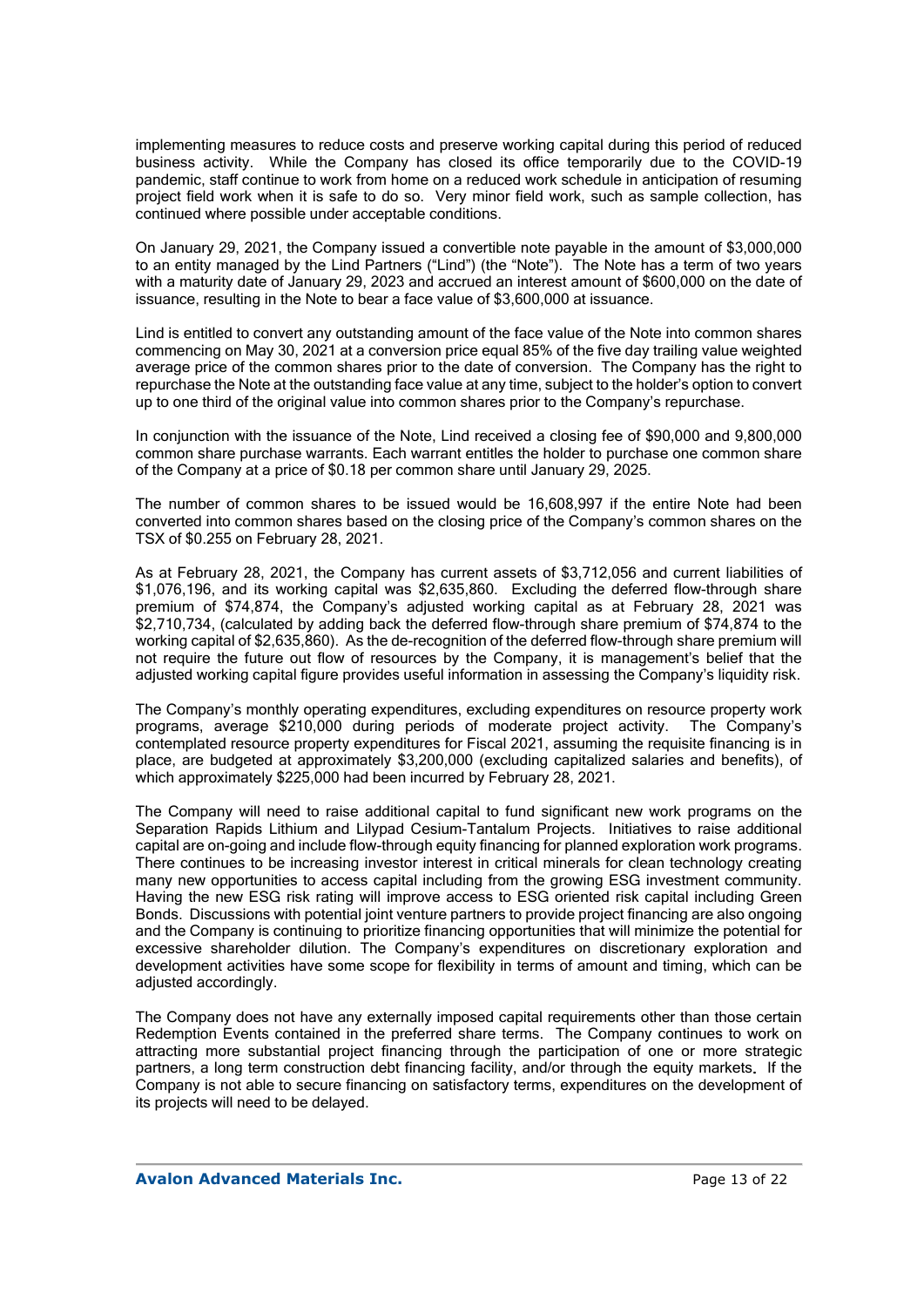implementing measures to reduce costs and preserve working capital during this period of reduced business activity. While the Company has closed its office temporarily due to the COVID-19 pandemic, staff continue to work from home on a reduced work schedule in anticipation of resuming project field work when it is safe to do so. Very minor field work, such as sample collection, has continued where possible under acceptable conditions.

On January 29, 2021, the Company issued a convertible note payable in the amount of $3,000,000 to an entity managed by the Lind Partners ("Lind") (the "Note"). The Note has a term of two years with a maturity date of January 29, 2023 and accrued an interest amount of $600,000 on the date of issuance, resulting in the Note to bear a face value of $3,600,000 at issuance.

Lind is entitled to convert any outstanding amount of the face value of the Note into common shares commencing on May 30, 2021 at a conversion price equal 85% of the five day trailing value weighted average price of the common shares prior to the date of conversion. The Company has the right to repurchase the Note at the outstanding face value at any time, subject to the holder's option to convert up to one third of the original value into common shares prior to the Company's repurchase.

In conjunction with the issuance of the Note, Lind received a closing fee of $90,000 and 9,800,000 common share purchase warrants. Each warrant entitles the holder to purchase one common share of the Company at a price of $0.18 per common share until January 29, 2025.

The number of common shares to be issued would be 16,608,997 if the entire Note had been converted into common shares based on the closing price of the Company's common shares on the TSX of $0.255 on February 28, 2021.

As at February 28, 2021, the Company has current assets of $3,712,056 and current liabilities of $1,076,196, and its working capital was $2,635,860. Excluding the deferred flow-through share premium of $74,874, the Company's adjusted working capital as at February 28, 2021 was $2,710,734, (calculated by adding back the deferred flow-through share premium of $74,874 to the working capital of $2,635,860). As the de-recognition of the deferred flow-through share premium will not require the future out flow of resources by the Company, it is management's belief that the adjusted working capital figure provides useful information in assessing the Company's liquidity risk.

The Company's monthly operating expenditures, excluding expenditures on resource property work programs, average $210,000 during periods of moderate project activity. The Company's contemplated resource property expenditures for Fiscal 2021, assuming the requisite financing is in place, are budgeted at approximately $3,200,000 (excluding capitalized salaries and benefits), of which approximately $225,000 had been incurred by February 28, 2021.

The Company will need to raise additional capital to fund significant new work programs on the Separation Rapids Lithium and Lilypad Cesium-Tantalum Projects. Initiatives to raise additional capital are on-going and include flow-through equity financing for planned exploration work programs. There continues to be increasing investor interest in critical minerals for clean technology creating many new opportunities to access capital including from the growing ESG investment community. Having the new ESG risk rating will improve access to ESG oriented risk capital including Green Bonds. Discussions with potential joint venture partners to provide project financing are also ongoing and the Company is continuing to prioritize financing opportunities that will minimize the potential for excessive shareholder dilution. The Company's expenditures on discretionary exploration and development activities have some scope for flexibility in terms of amount and timing, which can be adjusted accordingly.

The Company does not have any externally imposed capital requirements other than those certain Redemption Events contained in the preferred share terms. The Company continues to work on attracting more substantial project financing through the participation of one or more strategic partners, a long term construction debt financing facility, and/or through the equity markets. If the Company is not able to secure financing on satisfactory terms, expenditures on the development of its projects will need to be delayed.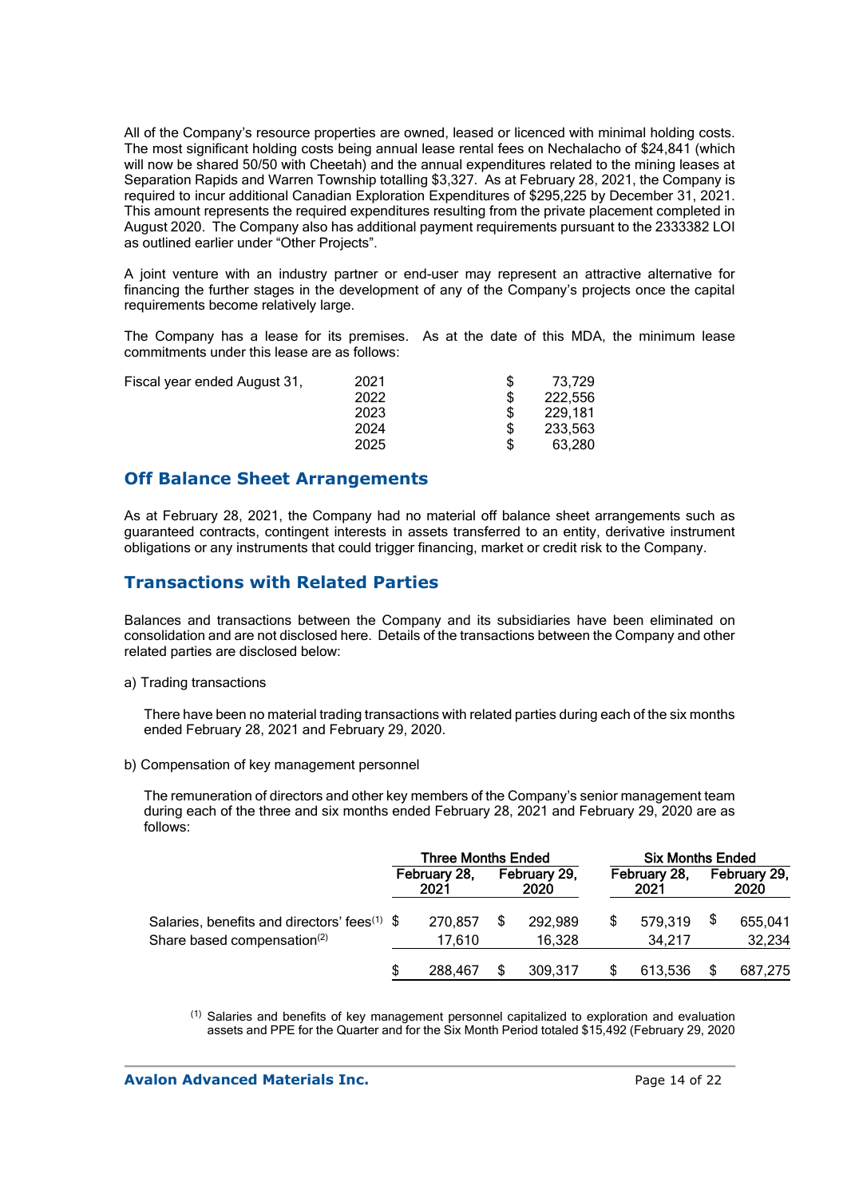All of the Company's resource properties are owned, leased or licenced with minimal holding costs. The most significant holding costs being annual lease rental fees on Nechalacho of $24,841 (which will now be shared 50/50 with Cheetah) and the annual expenditures related to the mining leases at Separation Rapids and Warren Township totalling $3,327. As at February 28, 2021, the Company is required to incur additional Canadian Exploration Expenditures of $295,225 by December 31, 2021. This amount represents the required expenditures resulting from the private placement completed in August 2020. The Company also has additional payment requirements pursuant to the 2333382 LOI as outlined earlier under "Other Projects".

A joint venture with an industry partner or end-user may represent an attractive alternative for financing the further stages in the development of any of the Company's projects once the capital requirements become relatively large.

The Company has a lease for its premises. As at the date of this MDA, the minimum lease commitments under this lease are as follows:

| Fiscal year ended August 31, | | |
|---|---|---|
| | 2021 | $ 73,729 |
| | 2022 | $ 222,556 |
| | 2023 | $ 229,181 |
| | 2024 | $ 233,563 |
| | 2025 | $ 63,280 |

## Off Balance Sheet Arrangements

As at February 28, 2021, the Company had no material off balance sheet arrangements such as guaranteed contracts, contingent interests in assets transferred to an entity, derivative instrument obligations or any instruments that could trigger financing, market or credit risk to the Company.

## Transactions with Related Parties

Balances and transactions between the Company and its subsidiaries have been eliminated on consolidation and are not disclosed here. Details of the transactions between the Company and other related parties are disclosed below:

a) Trading transactions

There have been no material trading transactions with related parties during each of the six months ended February 28, 2021 and February 29, 2020.

b) Compensation of key management personnel

The remuneration of directors and other key members of the Company's senior management team during each of the three and six months ended February 28, 2021 and February 29, 2020 are as follows:

| | Three Months Ended | | Six Months Ended | |
|---|---|---|---|---|
| | February 28, 2021 | February 29, 2020 | February 28, 2021 | February 29, 2020 |
| Salaries, benefits and directors' fees[(1)] | $ 270,857 | $ 292,989 | $ 579,319 | $ 655,041 |
| Share based compensation[(2)] | 17,610 | 16,328 | 34,217 | 32,234 |
| | $ 288,467 | $ 309,317 | $ 613,536 | $ 687,275 |

[(1)] Salaries and benefits of key management personnel capitalized to exploration and evaluation assets and PPE for the Quarter and for the Six Month Period totaled $15,492 (February 29, 2020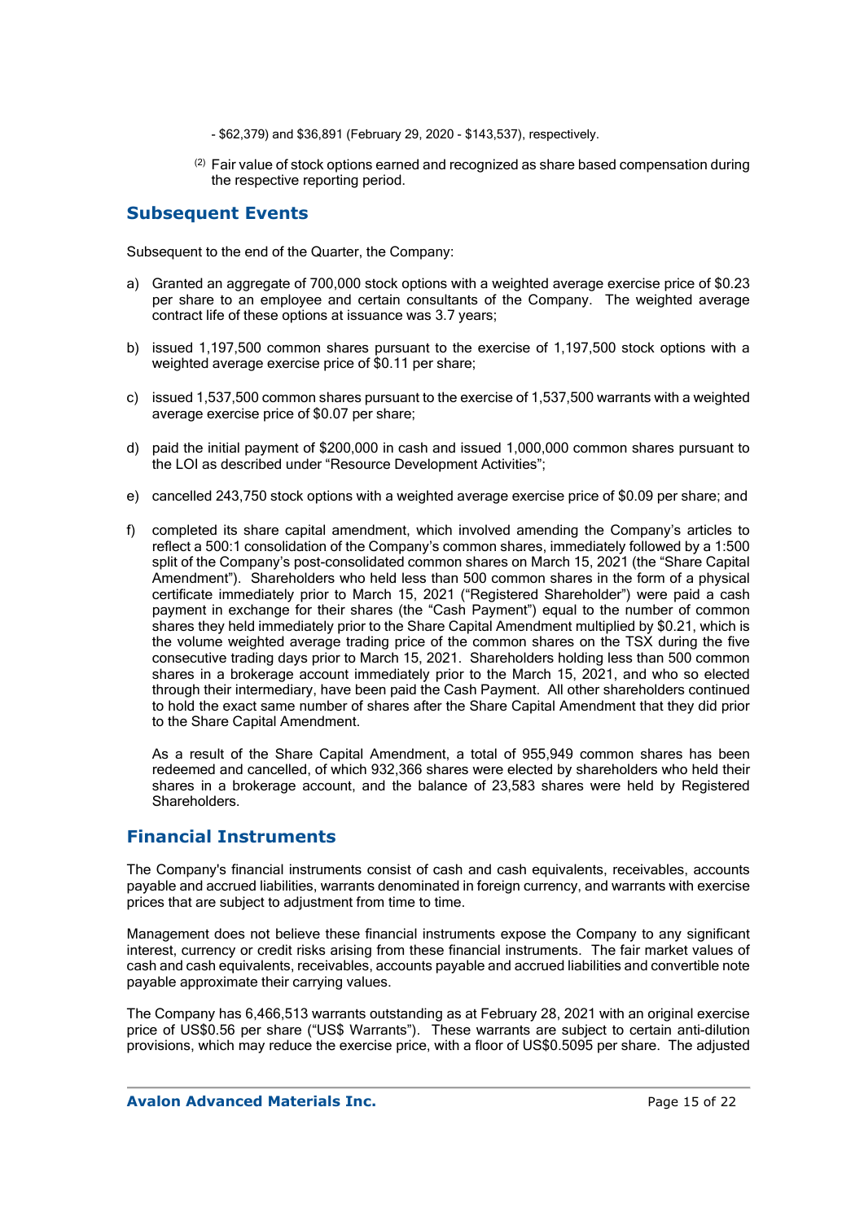- $62,379) and $36,891 (February 29, 2020 - $143,537), respectively.

(2) Fair value of stock options earned and recognized as share based compensation during the respective reporting period.

## Subsequent Events

Subsequent to the end of the Quarter, the Company:

a) Granted an aggregate of 700,000 stock options with a weighted average exercise price of $0.23 per share to an employee and certain consultants of the Company. The weighted average contract life of these options at issuance was 3.7 years;

b) issued 1,197,500 common shares pursuant to the exercise of 1,197,500 stock options with a weighted average exercise price of $0.11 per share;

c) issued 1,537,500 common shares pursuant to the exercise of 1,537,500 warrants with a weighted average exercise price of $0.07 per share;

d) paid the initial payment of $200,000 in cash and issued 1,000,000 common shares pursuant to the LOI as described under "Resource Development Activities";

e) cancelled 243,750 stock options with a weighted average exercise price of $0.09 per share; and

f) completed its share capital amendment, which involved amending the Company's articles to reflect a 500:1 consolidation of the Company's common shares, immediately followed by a 1:500 split of the Company's post-consolidated common shares on March 15, 2021 (the "Share Capital Amendment"). Shareholders who held less than 500 common shares in the form of a physical certificate immediately prior to March 15, 2021 ("Registered Shareholder") were paid a cash payment in exchange for their shares (the "Cash Payment") equal to the number of common shares they held immediately prior to the Share Capital Amendment multiplied by $0.21, which is the volume weighted average trading price of the common shares on the TSX during the five consecutive trading days prior to March 15, 2021. Shareholders holding less than 500 common shares in a brokerage account immediately prior to the March 15, 2021, and who so elected through their intermediary, have been paid the Cash Payment. All other shareholders continued to hold the exact same number of shares after the Share Capital Amendment that they did prior to the Share Capital Amendment.

   As a result of the Share Capital Amendment, a total of 955,949 common shares has been redeemed and cancelled, of which 932,366 shares were elected by shareholders who held their shares in a brokerage account, and the balance of 23,583 shares were held by Registered Shareholders.

## Financial Instruments

The Company's financial instruments consist of cash and cash equivalents, receivables, accounts payable and accrued liabilities, warrants denominated in foreign currency, and warrants with exercise prices that are subject to adjustment from time to time.

Management does not believe these financial instruments expose the Company to any significant interest, currency or credit risks arising from these financial instruments. The fair market values of cash and cash equivalents, receivables, accounts payable and accrued liabilities and convertible note payable approximate their carrying values.

The Company has 6,466,513 warrants outstanding as at February 28, 2021 with an original exercise price of US$0.56 per share ("US$ Warrants"). These warrants are subject to certain anti-dilution provisions, which may reduce the exercise price, with a floor of US$0.5095 per share. The adjusted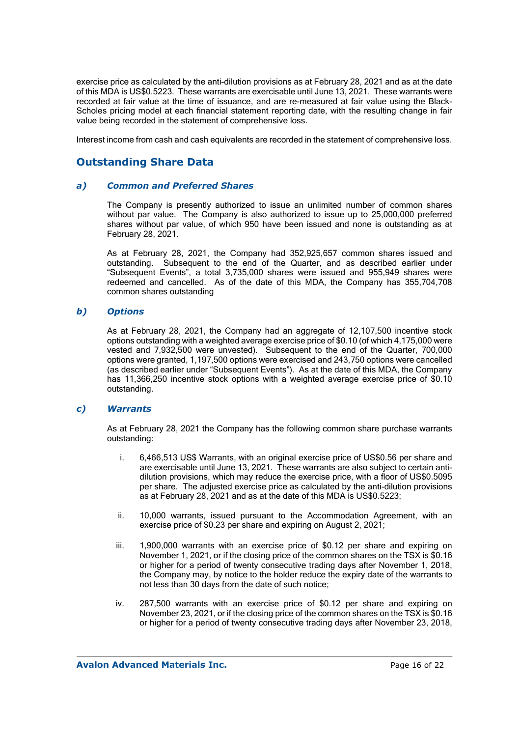exercise price as calculated by the anti-dilution provisions as at February 28, 2021 and as at the date of this MDA is US$0.5223. These warrants are exercisable until June 13, 2021. These warrants were recorded at fair value at the time of issuance, and are re-measured at fair value using the Black-Scholes pricing model at each financial statement reporting date, with the resulting change in fair value being recorded in the statement of comprehensive loss.

Interest income from cash and cash equivalents are recorded in the statement of comprehensive loss.

## Outstanding Share Data

### *a) Common and Preferred Shares*

The Company is presently authorized to issue an unlimited number of common shares without par value. The Company is also authorized to issue up to 25,000,000 preferred shares without par value, of which 950 have been issued and none is outstanding as at February 28, 2021.

As at February 28, 2021, the Company had 352,925,657 common shares issued and outstanding. Subsequent to the end of the Quarter, and as described earlier under "Subsequent Events", a total 3,735,000 shares were issued and 955,949 shares were redeemed and cancelled. As of the date of this MDA, the Company has 355,704,708 common shares outstanding

### *b) Options*

As at February 28, 2021, the Company had an aggregate of 12,107,500 incentive stock options outstanding with a weighted average exercise price of $0.10 (of which 4,175,000 were vested and 7,932,500 were unvested). Subsequent to the end of the Quarter, 700,000 options were granted, 1,197,500 options were exercised and 243,750 options were cancelled (as described earlier under "Subsequent Events"). As at the date of this MDA, the Company has 11,366,250 incentive stock options with a weighted average exercise price of $0.10 outstanding.

### *c) Warrants*

As at February 28, 2021 the Company has the following common share purchase warrants outstanding:

i. 6,466,513 US$ Warrants, with an original exercise price of US$0.56 per share and are exercisable until June 13, 2021. These warrants are also subject to certain anti-dilution provisions, which may reduce the exercise price, with a floor of US$0.5095 per share. The adjusted exercise price as calculated by the anti-dilution provisions as at February 28, 2021 and as at the date of this MDA is US$0.5223;

ii. 10,000 warrants, issued pursuant to the Accommodation Agreement, with an exercise price of $0.23 per share and expiring on August 2, 2021;

iii. 1,900,000 warrants with an exercise price of $0.12 per share and expiring on November 1, 2021, or if the closing price of the common shares on the TSX is $0.16 or higher for a period of twenty consecutive trading days after November 1, 2018, the Company may, by notice to the holder reduce the expiry date of the warrants to not less than 30 days from the date of such notice;

iv. 287,500 warrants with an exercise price of $0.12 per share and expiring on November 23, 2021, or if the closing price of the common shares on the TSX is $0.16 or higher for a period of twenty consecutive trading days after November 23, 2018,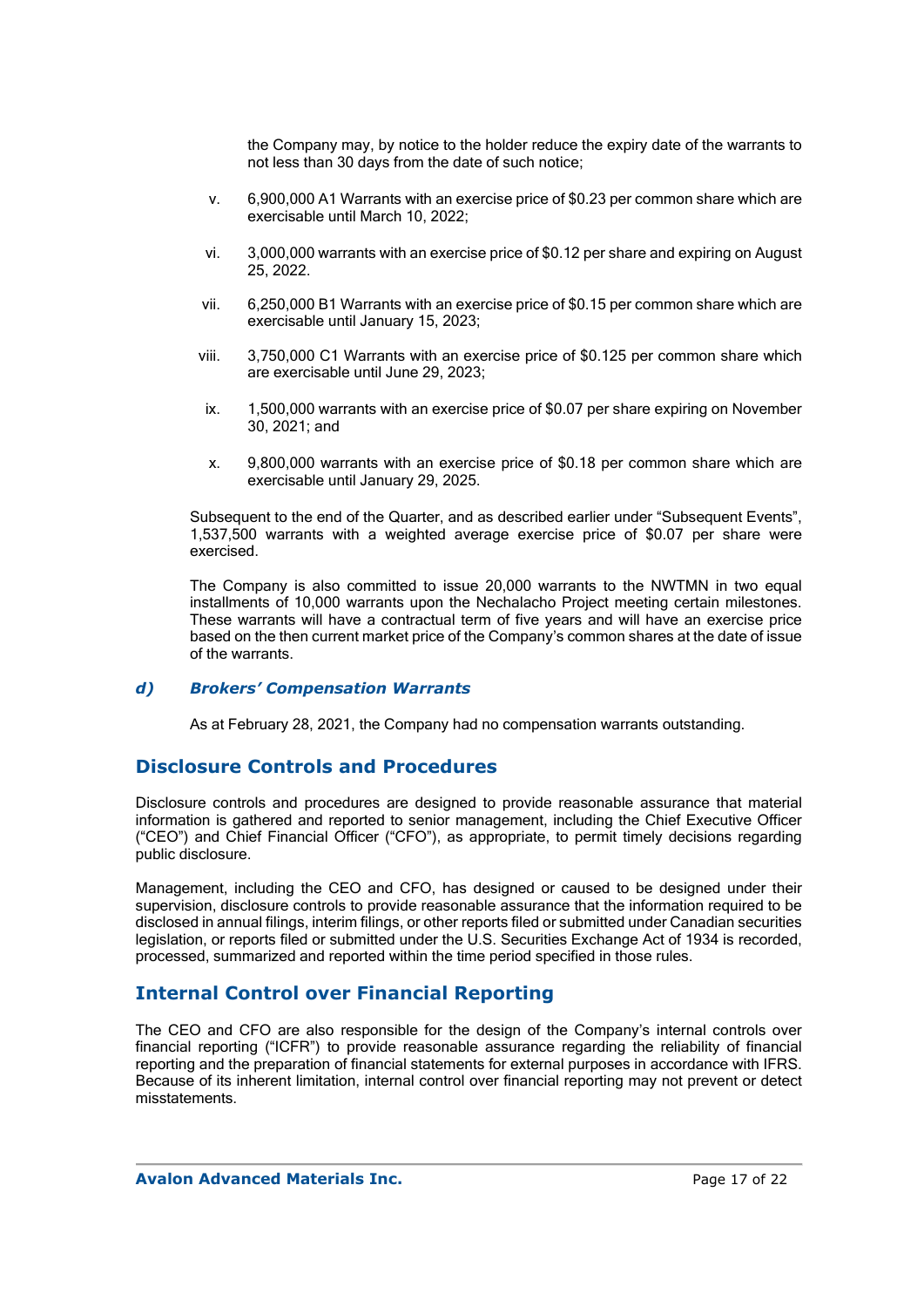the Company may, by notice to the holder reduce the expiry date of the warrants to not less than 30 days from the date of such notice;

v. 6,900,000 A1 Warrants with an exercise price of $0.23 per common share which are exercisable until March 10, 2022;

vi. 3,000,000 warrants with an exercise price of $0.12 per share and expiring on August 25, 2022.

vii. 6,250,000 B1 Warrants with an exercise price of $0.15 per common share which are exercisable until January 15, 2023;

viii. 3,750,000 C1 Warrants with an exercise price of $0.125 per common share which are exercisable until June 29, 2023;

ix. 1,500,000 warrants with an exercise price of $0.07 per share expiring on November 30, 2021; and

x. 9,800,000 warrants with an exercise price of $0.18 per common share which are exercisable until January 29, 2025.

Subsequent to the end of the Quarter, and as described earlier under "Subsequent Events", 1,537,500 warrants with a weighted average exercise price of $0.07 per share were exercised.

The Company is also committed to issue 20,000 warrants to the NWTMN in two equal installments of 10,000 warrants upon the Nechalacho Project meeting certain milestones. These warrants will have a contractual term of five years and will have an exercise price based on the then current market price of the Company's common shares at the date of issue of the warrants.

### *d) Brokers' Compensation Warrants*

As at February 28, 2021, the Company had no compensation warrants outstanding.

## Disclosure Controls and Procedures

Disclosure controls and procedures are designed to provide reasonable assurance that material information is gathered and reported to senior management, including the Chief Executive Officer ("CEO") and Chief Financial Officer ("CFO"), as appropriate, to permit timely decisions regarding public disclosure.

Management, including the CEO and CFO, has designed or caused to be designed under their supervision, disclosure controls to provide reasonable assurance that the information required to be disclosed in annual filings, interim filings, or other reports filed or submitted under Canadian securities legislation, or reports filed or submitted under the U.S. Securities Exchange Act of 1934 is recorded, processed, summarized and reported within the time period specified in those rules.

## Internal Control over Financial Reporting

The CEO and CFO are also responsible for the design of the Company's internal controls over financial reporting ("ICFR") to provide reasonable assurance regarding the reliability of financial reporting and the preparation of financial statements for external purposes in accordance with IFRS. Because of its inherent limitation, internal control over financial reporting may not prevent or detect misstatements.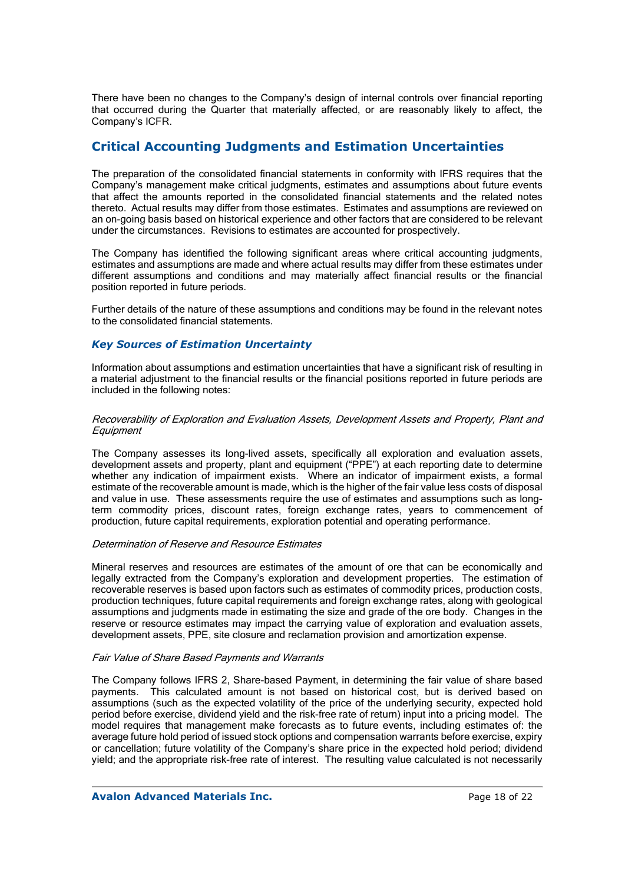There have been no changes to the Company's design of internal controls over financial reporting that occurred during the Quarter that materially affected, or are reasonably likely to affect, the Company's ICFR.

## Critical Accounting Judgments and Estimation Uncertainties

The preparation of the consolidated financial statements in conformity with IFRS requires that the Company's management make critical judgments, estimates and assumptions about future events that affect the amounts reported in the consolidated financial statements and the related notes thereto. Actual results may differ from those estimates. Estimates and assumptions are reviewed on an on-going basis based on historical experience and other factors that are considered to be relevant under the circumstances. Revisions to estimates are accounted for prospectively.

The Company has identified the following significant areas where critical accounting judgments, estimates and assumptions are made and where actual results may differ from these estimates under different assumptions and conditions and may materially affect financial results or the financial position reported in future periods.

Further details of the nature of these assumptions and conditions may be found in the relevant notes to the consolidated financial statements.

### *Key Sources of Estimation Uncertainty*

Information about assumptions and estimation uncertainties that have a significant risk of resulting in a material adjustment to the financial results or the financial positions reported in future periods are included in the following notes:

*Recoverability of Exploration and Evaluation Assets, Development Assets and Property, Plant and Equipment*

The Company assesses its long-lived assets, specifically all exploration and evaluation assets, development assets and property, plant and equipment ("PPE") at each reporting date to determine whether any indication of impairment exists. Where an indicator of impairment exists, a formal estimate of the recoverable amount is made, which is the higher of the fair value less costs of disposal and value in use. These assessments require the use of estimates and assumptions such as long-term commodity prices, discount rates, foreign exchange rates, years to commencement of production, future capital requirements, exploration potential and operating performance.

*Determination of Reserve and Resource Estimates*

Mineral reserves and resources are estimates of the amount of ore that can be economically and legally extracted from the Company's exploration and development properties. The estimation of recoverable reserves is based upon factors such as estimates of commodity prices, production costs, production techniques, future capital requirements and foreign exchange rates, along with geological assumptions and judgments made in estimating the size and grade of the ore body. Changes in the reserve or resource estimates may impact the carrying value of exploration and evaluation assets, development assets, PPE, site closure and reclamation provision and amortization expense.

*Fair Value of Share Based Payments and Warrants*

The Company follows IFRS 2, Share-based Payment, in determining the fair value of share based payments. This calculated amount is not based on historical cost, but is derived based on assumptions (such as the expected volatility of the price of the underlying security, expected hold period before exercise, dividend yield and the risk-free rate of return) input into a pricing model. The model requires that management make forecasts as to future events, including estimates of: the average future hold period of issued stock options and compensation warrants before exercise, expiry or cancellation; future volatility of the Company's share price in the expected hold period; dividend yield; and the appropriate risk-free rate of interest. The resulting value calculated is not necessarily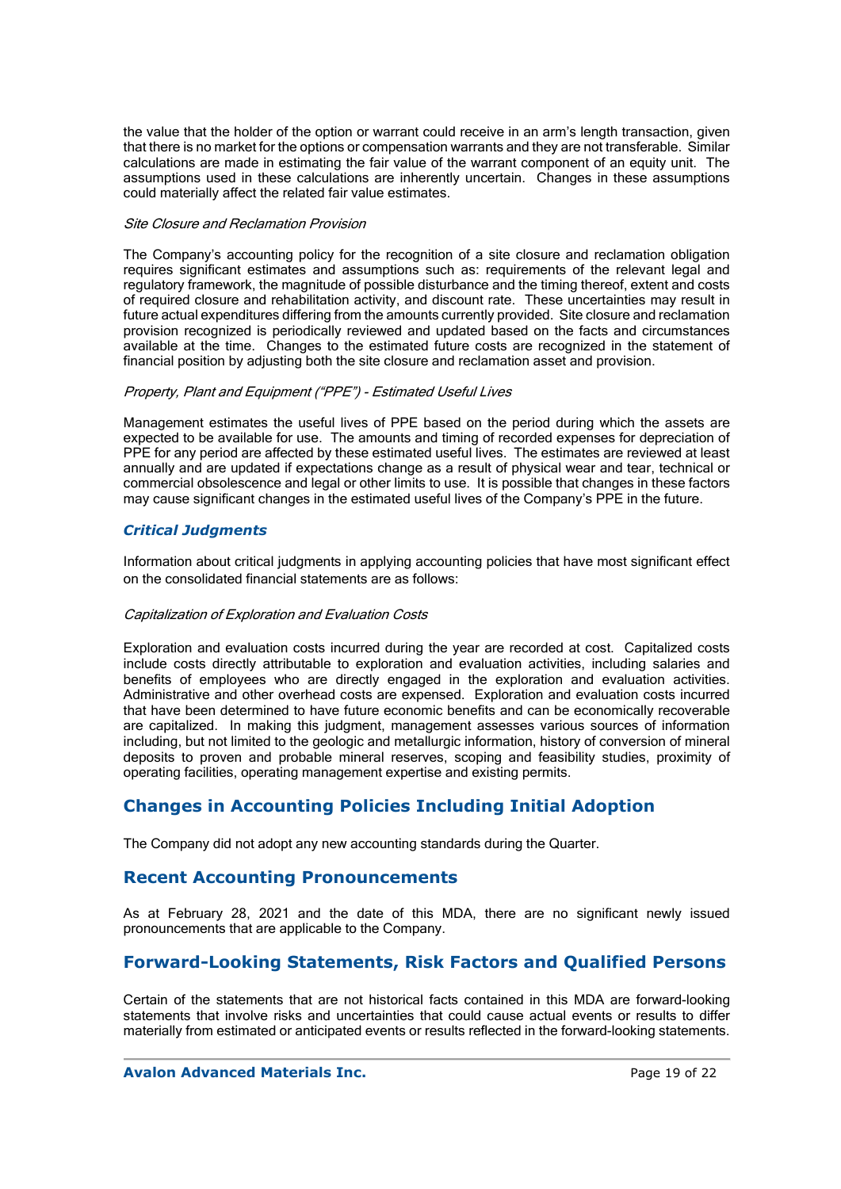the value that the holder of the option or warrant could receive in an arm's length transaction, given that there is no market for the options or compensation warrants and they are not transferable. Similar calculations are made in estimating the fair value of the warrant component of an equity unit. The assumptions used in these calculations are inherently uncertain. Changes in these assumptions could materially affect the related fair value estimates.

*Site Closure and Reclamation Provision*

The Company's accounting policy for the recognition of a site closure and reclamation obligation requires significant estimates and assumptions such as: requirements of the relevant legal and regulatory framework, the magnitude of possible disturbance and the timing thereof, extent and costs of required closure and rehabilitation activity, and discount rate. These uncertainties may result in future actual expenditures differing from the amounts currently provided. Site closure and reclamation provision recognized is periodically reviewed and updated based on the facts and circumstances available at the time. Changes to the estimated future costs are recognized in the statement of financial position by adjusting both the site closure and reclamation asset and provision.

*Property, Plant and Equipment ("PPE") - Estimated Useful Lives*

Management estimates the useful lives of PPE based on the period during which the assets are expected to be available for use. The amounts and timing of recorded expenses for depreciation of PPE for any period are affected by these estimated useful lives. The estimates are reviewed at least annually and are updated if expectations change as a result of physical wear and tear, technical or commercial obsolescence and legal or other limits to use. It is possible that changes in these factors may cause significant changes in the estimated useful lives of the Company's PPE in the future.

### *Critical Judgments*

Information about critical judgments in applying accounting policies that have most significant effect on the consolidated financial statements are as follows:

*Capitalization of Exploration and Evaluation Costs*

Exploration and evaluation costs incurred during the year are recorded at cost. Capitalized costs include costs directly attributable to exploration and evaluation activities, including salaries and benefits of employees who are directly engaged in the exploration and evaluation activities. Administrative and other overhead costs are expensed. Exploration and evaluation costs incurred that have been determined to have future economic benefits and can be economically recoverable are capitalized. In making this judgment, management assesses various sources of information including, but not limited to the geologic and metallurgic information, history of conversion of mineral deposits to proven and probable mineral reserves, scoping and feasibility studies, proximity of operating facilities, operating management expertise and existing permits.

## Changes in Accounting Policies Including Initial Adoption

The Company did not adopt any new accounting standards during the Quarter.

## Recent Accounting Pronouncements

As at February 28, 2021 and the date of this MDA, there are no significant newly issued pronouncements that are applicable to the Company.

## Forward-Looking Statements, Risk Factors and Qualified Persons

Certain of the statements that are not historical facts contained in this MDA are forward-looking statements that involve risks and uncertainties that could cause actual events or results to differ materially from estimated or anticipated events or results reflected in the forward-looking statements.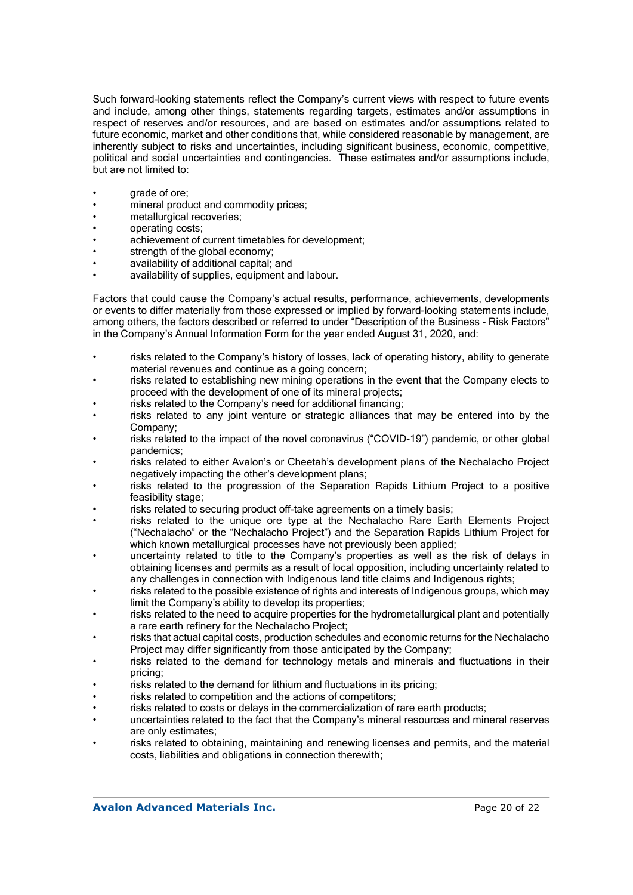Such forward-looking statements reflect the Company's current views with respect to future events and include, among other things, statements regarding targets, estimates and/or assumptions in respect of reserves and/or resources, and are based on estimates and/or assumptions related to future economic, market and other conditions that, while considered reasonable by management, are inherently subject to risks and uncertainties, including significant business, economic, competitive, political and social uncertainties and contingencies. These estimates and/or assumptions include, but are not limited to:

- grade of ore;
- mineral product and commodity prices;
- metallurgical recoveries;
- operating costs;
- achievement of current timetables for development;
- strength of the global economy;
- availability of additional capital; and
- availability of supplies, equipment and labour.

Factors that could cause the Company's actual results, performance, achievements, developments or events to differ materially from those expressed or implied by forward-looking statements include, among others, the factors described or referred to under "Description of the Business - Risk Factors" in the Company's Annual Information Form for the year ended August 31, 2020, and:

- risks related to the Company's history of losses, lack of operating history, ability to generate material revenues and continue as a going concern;
- risks related to establishing new mining operations in the event that the Company elects to proceed with the development of one of its mineral projects;
- risks related to the Company's need for additional financing;
- risks related to any joint venture or strategic alliances that may be entered into by the Company;
- risks related to the impact of the novel coronavirus ("COVID-19") pandemic, or other global pandemics;
- risks related to either Avalon's or Cheetah's development plans of the Nechalacho Project negatively impacting the other's development plans;
- risks related to the progression of the Separation Rapids Lithium Project to a positive feasibility stage;
- risks related to securing product off-take agreements on a timely basis;
- risks related to the unique ore type at the Nechalacho Rare Earth Elements Project ("Nechalacho" or the "Nechalacho Project") and the Separation Rapids Lithium Project for which known metallurgical processes have not previously been applied;
- uncertainty related to title to the Company's properties as well as the risk of delays in obtaining licenses and permits as a result of local opposition, including uncertainty related to any challenges in connection with Indigenous land title claims and Indigenous rights;
- risks related to the possible existence of rights and interests of Indigenous groups, which may limit the Company's ability to develop its properties;
- risks related to the need to acquire properties for the hydrometallurgical plant and potentially a rare earth refinery for the Nechalacho Project;
- risks that actual capital costs, production schedules and economic returns for the Nechalacho Project may differ significantly from those anticipated by the Company;
- risks related to the demand for technology metals and minerals and fluctuations in their pricing;
- risks related to the demand for lithium and fluctuations in its pricing;
- risks related to competition and the actions of competitors;
- risks related to costs or delays in the commercialization of rare earth products;
- uncertainties related to the fact that the Company's mineral resources and mineral reserves are only estimates;
- risks related to obtaining, maintaining and renewing licenses and permits, and the material costs, liabilities and obligations in connection therewith;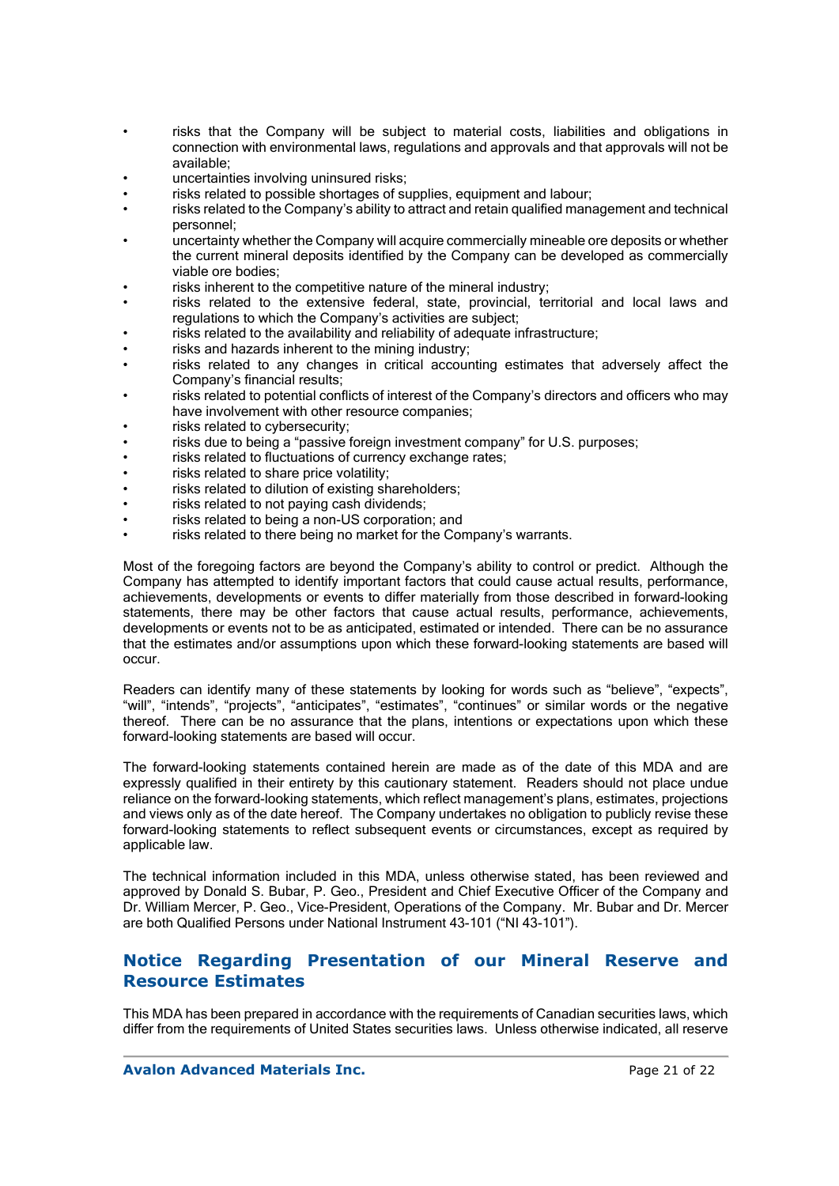- risks that the Company will be subject to material costs, liabilities and obligations in connection with environmental laws, regulations and approvals and that approvals will not be available;
- uncertainties involving uninsured risks;
- risks related to possible shortages of supplies, equipment and labour;
- risks related to the Company's ability to attract and retain qualified management and technical personnel;
- uncertainty whether the Company will acquire commercially mineable ore deposits or whether the current mineral deposits identified by the Company can be developed as commercially viable ore bodies;
- risks inherent to the competitive nature of the mineral industry;
- risks related to the extensive federal, state, provincial, territorial and local laws and regulations to which the Company's activities are subject;
- risks related to the availability and reliability of adequate infrastructure;
- risks and hazards inherent to the mining industry;
- risks related to any changes in critical accounting estimates that adversely affect the Company's financial results;
- risks related to potential conflicts of interest of the Company's directors and officers who may have involvement with other resource companies;
- risks related to cybersecurity;
- risks due to being a "passive foreign investment company" for U.S. purposes;
- risks related to fluctuations of currency exchange rates;
- risks related to share price volatility;
- risks related to dilution of existing shareholders;
- risks related to not paying cash dividends;
- risks related to being a non-US corporation; and
- risks related to there being no market for the Company's warrants.

Most of the foregoing factors are beyond the Company's ability to control or predict. Although the Company has attempted to identify important factors that could cause actual results, performance, achievements, developments or events to differ materially from those described in forward-looking statements, there may be other factors that cause actual results, performance, achievements, developments or events not to be as anticipated, estimated or intended. There can be no assurance that the estimates and/or assumptions upon which these forward-looking statements are based will occur.

Readers can identify many of these statements by looking for words such as "believe", "expects", "will", "intends", "projects", "anticipates", "estimates", "continues" or similar words or the negative thereof. There can be no assurance that the plans, intentions or expectations upon which these forward-looking statements are based will occur.

The forward-looking statements contained herein are made as of the date of this MDA and are expressly qualified in their entirety by this cautionary statement. Readers should not place undue reliance on the forward-looking statements, which reflect management's plans, estimates, projections and views only as of the date hereof. The Company undertakes no obligation to publicly revise these forward-looking statements to reflect subsequent events or circumstances, except as required by applicable law.

The technical information included in this MDA, unless otherwise stated, has been reviewed and approved by Donald S. Bubar, P. Geo., President and Chief Executive Officer of the Company and Dr. William Mercer, P. Geo., Vice-President, Operations of the Company. Mr. Bubar and Dr. Mercer are both Qualified Persons under National Instrument 43-101 ("NI 43-101").

## Notice Regarding Presentation of our Mineral Reserve and Resource Estimates

This MDA has been prepared in accordance with the requirements of Canadian securities laws, which differ from the requirements of United States securities laws. Unless otherwise indicated, all reserve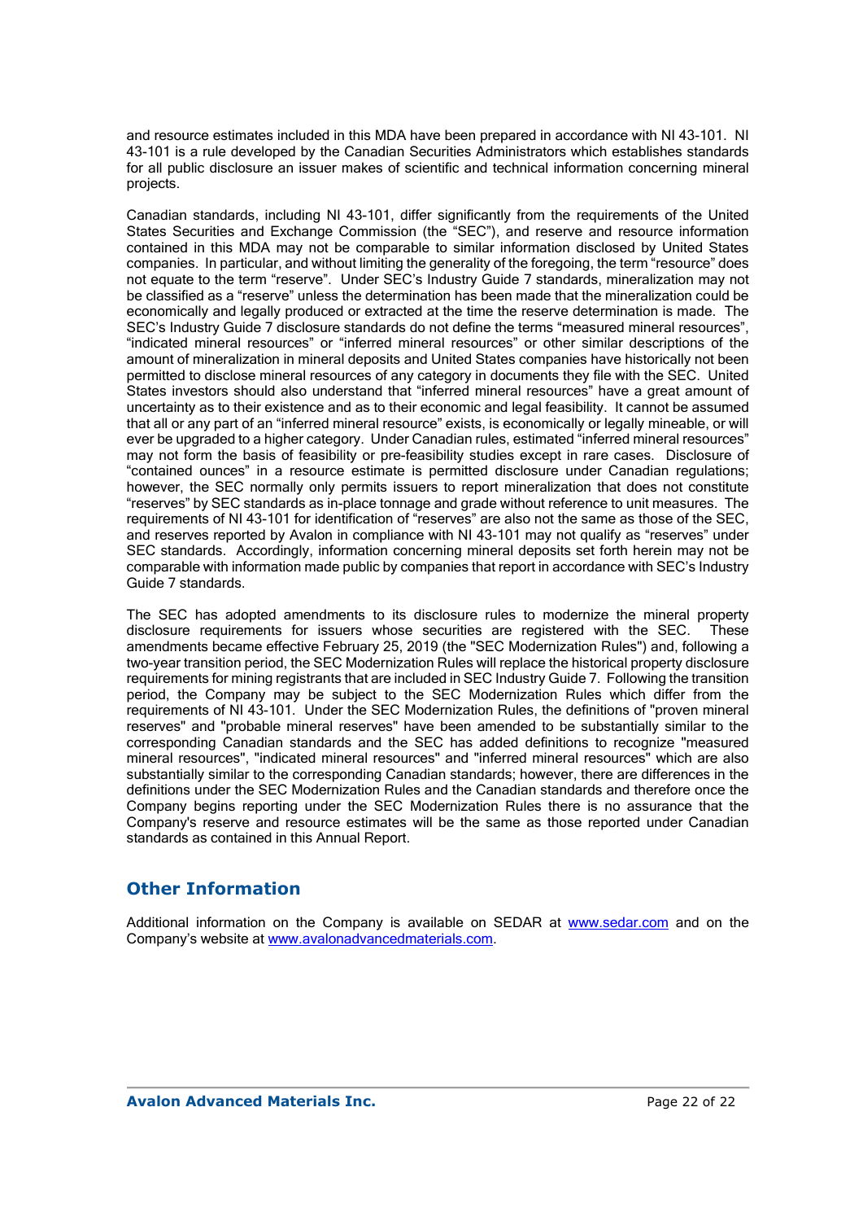and resource estimates included in this MDA have been prepared in accordance with NI 43-101. NI 43-101 is a rule developed by the Canadian Securities Administrators which establishes standards for all public disclosure an issuer makes of scientific and technical information concerning mineral projects.

Canadian standards, including NI 43-101, differ significantly from the requirements of the United States Securities and Exchange Commission (the "SEC"), and reserve and resource information contained in this MDA may not be comparable to similar information disclosed by United States companies. In particular, and without limiting the generality of the foregoing, the term "resource" does not equate to the term "reserve". Under SEC's Industry Guide 7 standards, mineralization may not be classified as a "reserve" unless the determination has been made that the mineralization could be economically and legally produced or extracted at the time the reserve determination is made. The SEC's Industry Guide 7 disclosure standards do not define the terms "measured mineral resources", "indicated mineral resources" or "inferred mineral resources" or other similar descriptions of the amount of mineralization in mineral deposits and United States companies have historically not been permitted to disclose mineral resources of any category in documents they file with the SEC. United States investors should also understand that "inferred mineral resources" have a great amount of uncertainty as to their existence and as to their economic and legal feasibility. It cannot be assumed that all or any part of an "inferred mineral resource" exists, is economically or legally mineable, or will ever be upgraded to a higher category. Under Canadian rules, estimated "inferred mineral resources" may not form the basis of feasibility or pre-feasibility studies except in rare cases. Disclosure of "contained ounces" in a resource estimate is permitted disclosure under Canadian regulations; however, the SEC normally only permits issuers to report mineralization that does not constitute "reserves" by SEC standards as in-place tonnage and grade without reference to unit measures. The requirements of NI 43-101 for identification of "reserves" are also not the same as those of the SEC, and reserves reported by Avalon in compliance with NI 43-101 may not qualify as "reserves" under SEC standards. Accordingly, information concerning mineral deposits set forth herein may not be comparable with information made public by companies that report in accordance with SEC's Industry Guide 7 standards.

The SEC has adopted amendments to its disclosure rules to modernize the mineral property disclosure requirements for issuers whose securities are registered with the SEC. These amendments became effective February 25, 2019 (the "SEC Modernization Rules") and, following a two-year transition period, the SEC Modernization Rules will replace the historical property disclosure requirements for mining registrants that are included in SEC Industry Guide 7. Following the transition period, the Company may be subject to the SEC Modernization Rules which differ from the requirements of NI 43-101. Under the SEC Modernization Rules, the definitions of "proven mineral reserves" and "probable mineral reserves" have been amended to be substantially similar to the corresponding Canadian standards and the SEC has added definitions to recognize "measured mineral resources", "indicated mineral resources" and "inferred mineral resources" which are also substantially similar to the corresponding Canadian standards; however, there are differences in the definitions under the SEC Modernization Rules and the Canadian standards and therefore once the Company begins reporting under the SEC Modernization Rules there is no assurance that the Company's reserve and resource estimates will be the same as those reported under Canadian standards as contained in this Annual Report.

## Other Information

Additional information on the Company is available on SEDAR at www.sedar.com and on the Company's website at www.avalonadvancedmaterials.com.